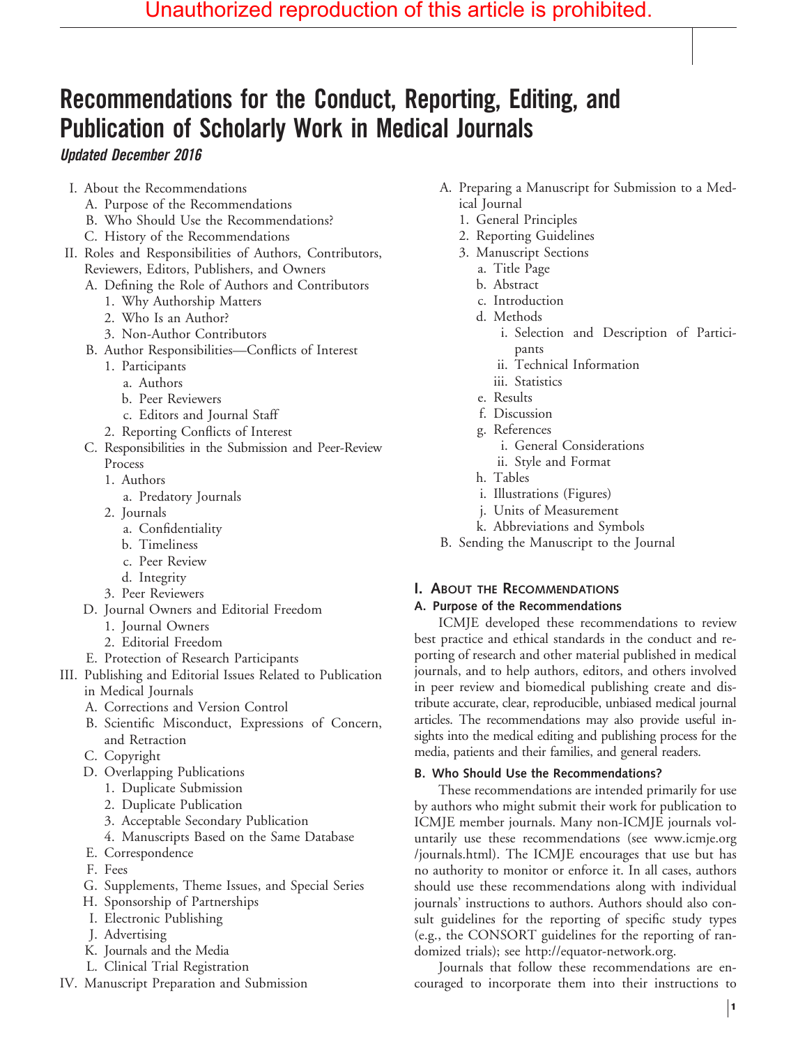# Recommendations for the Conduct, Reporting, Editing, and Publication of Scholarly Work in Medical Journals

*Updated December 2016*

- I. About the Recommendations
  - A. Purpose of the Recommendations
  - B. Who Should Use the Recommendations?
  - C. History of the Recommendations
- II. Roles and Responsibilities of Authors, Contributors, Reviewers, Editors, Publishers, and Owners
  - A. Defining the Role of Authors and Contributors
    - 1. Why Authorship Matters
    - 2. Who Is an Author?
    - 3. Non-Author Contributors
  - B. Author Responsibilities—Conflicts of Interest
    - 1. Participants
      - a. Authors
      - b. Peer Reviewers
      - c. Editors and Journal Staff
    - 2. Reporting Conflicts of Interest
  - C. Responsibilities in the Submission and Peer-Review Process
    - 1. Authors
      - a. Predatory Journals
    - 2. Journals
      - a. Confidentiality
      - b. Timeliness
      - c. Peer Review
      - d. Integrity
    - 3. Peer Reviewers
  - D. Journal Owners and Editorial Freedom
    - 1. Journal Owners
    - 2. Editorial Freedom
  - E. Protection of Research Participants
- III. Publishing and Editorial Issues Related to Publication in Medical Journals
  - A. Corrections and Version Control
  - B. Scientific Misconduct, Expressions of Concern, and Retraction
  - C. Copyright
  - D. Overlapping Publications
    - 1. Duplicate Submission
    - 2. Duplicate Publication
    - 3. Acceptable Secondary Publication
    - 4. Manuscripts Based on the Same Database
  - E. Correspondence
  - F. Fees
  - G. Supplements, Theme Issues, and Special Series
  - H. Sponsorship of Partnerships
  - I. Electronic Publishing
  - J. Advertising
  - K. Journals and the Media
  - L. Clinical Trial Registration
- IV. Manuscript Preparation and Submission
  - A. Preparing a Manuscript for Submission to a Medical Journal
    - 1. General Principles
    - 2. Reporting Guidelines
    - 3. Manuscript Sections
      - a. Title Page
      - b. Abstract
      - c. Introduction
      - d. Methods
        - i. Selection and Description of Participants
        - ii. Technical Information
        - iii. Statistics
      - e. Results
      - f. Discussion
      - g. References
        - i. General Considerations
        - ii. Style and Format
      - h. Tables
      - i. Illustrations (Figures)
      - j. Units of Measurement
      - k. Abbreviations and Symbols
  - B. Sending the Manuscript to the Journal

## I. About the Recommendations

### A. Purpose of the Recommendations

ICMJE developed these recommendations to review best practice and ethical standards in the conduct and reporting of research and other material published in medical journals, and to help authors, editors, and others involved in peer review and biomedical publishing create and distribute accurate, clear, reproducible, unbiased medical journal articles. The recommendations may also provide useful insights into the medical editing and publishing process for the media, patients and their families, and general readers.

### B. Who Should Use the Recommendations?

These recommendations are intended primarily for use by authors who might submit their work for publication to ICMJE member journals. Many non-ICMJE journals voluntarily use these recommendations (see www.icmje.org/journals.html). The ICMJE encourages that use but has no authority to monitor or enforce it. In all cases, authors should use these recommendations along with individual journals' instructions to authors. Authors should also consult guidelines for the reporting of specific study types (e.g., the CONSORT guidelines for the reporting of randomized trials); see http://equator-network.org.

Journals that follow these recommendations are encouraged to incorporate them into their instructions to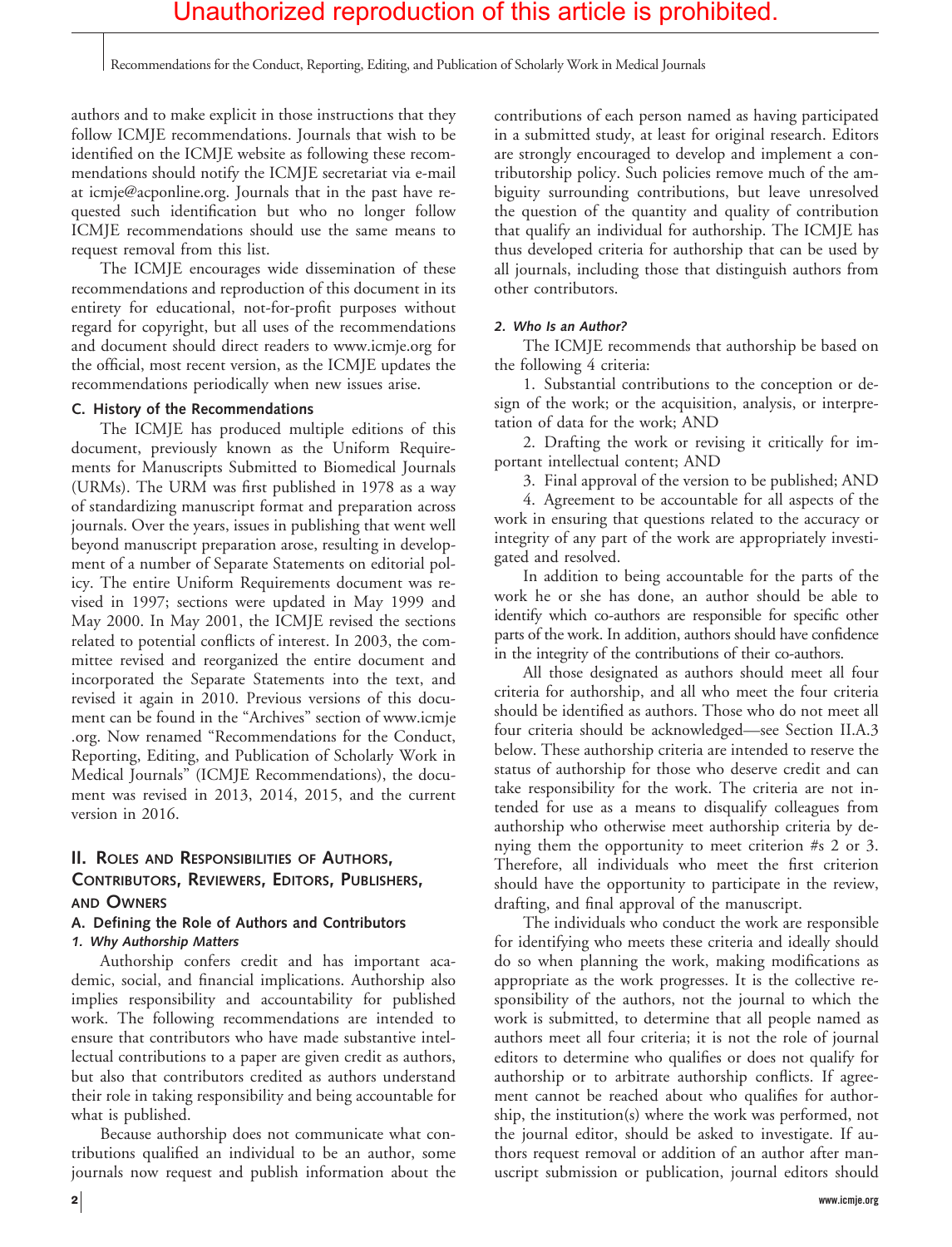authors and to make explicit in those instructions that they follow ICMJE recommendations. Journals that wish to be identified on the ICMJE website as following these recommendations should notify the ICMJE secretariat via e-mail at icmje@acponline.org. Journals that in the past have requested such identification but who no longer follow ICMJE recommendations should use the same means to request removal from this list.

The ICMJE encourages wide dissemination of these recommendations and reproduction of this document in its entirety for educational, not-for-profit purposes without regard for copyright, but all uses of the recommendations and document should direct readers to www.icmje.org for the official, most recent version, as the ICMJE updates the recommendations periodically when new issues arise.

### C. History of the Recommendations

The ICMJE has produced multiple editions of this document, previously known as the Uniform Requirements for Manuscripts Submitted to Biomedical Journals (URMs). The URM was first published in 1978 as a way of standardizing manuscript format and preparation across journals. Over the years, issues in publishing that went well beyond manuscript preparation arose, resulting in development of a number of Separate Statements on editorial policy. The entire Uniform Requirements document was revised in 1997; sections were updated in May 1999 and May 2000. In May 2001, the ICMJE revised the sections related to potential conflicts of interest. In 2003, the committee revised and reorganized the entire document and incorporated the Separate Statements into the text, and revised it again in 2010. Previous versions of this document can be found in the "Archives" section of www.icmje.org. Now renamed "Recommendations for the Conduct, Reporting, Editing, and Publication of Scholarly Work in Medical Journals" (ICMJE Recommendations), the document was revised in 2013, 2014, 2015, and the current version in 2016.

## II. Roles and Responsibilities of Authors, Contributors, Reviewers, Editors, Publishers, and Owners

### A. Defining the Role of Authors and Contributors

#### *1. Why Authorship Matters*

Authorship confers credit and has important academic, social, and financial implications. Authorship also implies responsibility and accountability for published work. The following recommendations are intended to ensure that contributors who have made substantive intellectual contributions to a paper are given credit as authors, but also that contributors credited as authors understand their role in taking responsibility and being accountable for what is published.

Because authorship does not communicate what contributions qualified an individual to be an author, some journals now request and publish information about the contributions of each person named as having participated in a submitted study, at least for original research. Editors are strongly encouraged to develop and implement a contributorship policy. Such policies remove much of the ambiguity surrounding contributions, but leave unresolved the question of the quantity and quality of contribution that qualify an individual for authorship. The ICMJE has thus developed criteria for authorship that can be used by all journals, including those that distinguish authors from other contributors.

#### *2. Who Is an Author?*

The ICMJE recommends that authorship be based on the following 4 criteria:

1. Substantial contributions to the conception or design of the work; or the acquisition, analysis, or interpretation of data for the work; AND
2. Drafting the work or revising it critically for important intellectual content; AND
3. Final approval of the version to be published; AND
4. Agreement to be accountable for all aspects of the work in ensuring that questions related to the accuracy or integrity of any part of the work are appropriately investigated and resolved.

In addition to being accountable for the parts of the work he or she has done, an author should be able to identify which co-authors are responsible for specific other parts of the work. In addition, authors should have confidence in the integrity of the contributions of their co-authors.

All those designated as authors should meet all four criteria for authorship, and all who meet the four criteria should be identified as authors. Those who do not meet all four criteria should be acknowledged—see Section II.A.3 below. These authorship criteria are intended to reserve the status of authorship for those who deserve credit and can take responsibility for the work. The criteria are not intended for use as a means to disqualify colleagues from authorship who otherwise meet authorship criteria by denying them the opportunity to meet criterion #s 2 or 3. Therefore, all individuals who meet the first criterion should have the opportunity to participate in the review, drafting, and final approval of the manuscript.

The individuals who conduct the work are responsible for identifying who meets these criteria and ideally should do so when planning the work, making modifications as appropriate as the work progresses. It is the collective responsibility of the authors, not the journal to which the work is submitted, to determine that all people named as authors meet all four criteria; it is not the role of journal editors to determine who qualifies or does not qualify for authorship or to arbitrate authorship conflicts. If agreement cannot be reached about who qualifies for authorship, the institution(s) where the work was performed, not the journal editor, should be asked to investigate. If authors request removal or addition of an author after manuscript submission or publication, journal editors should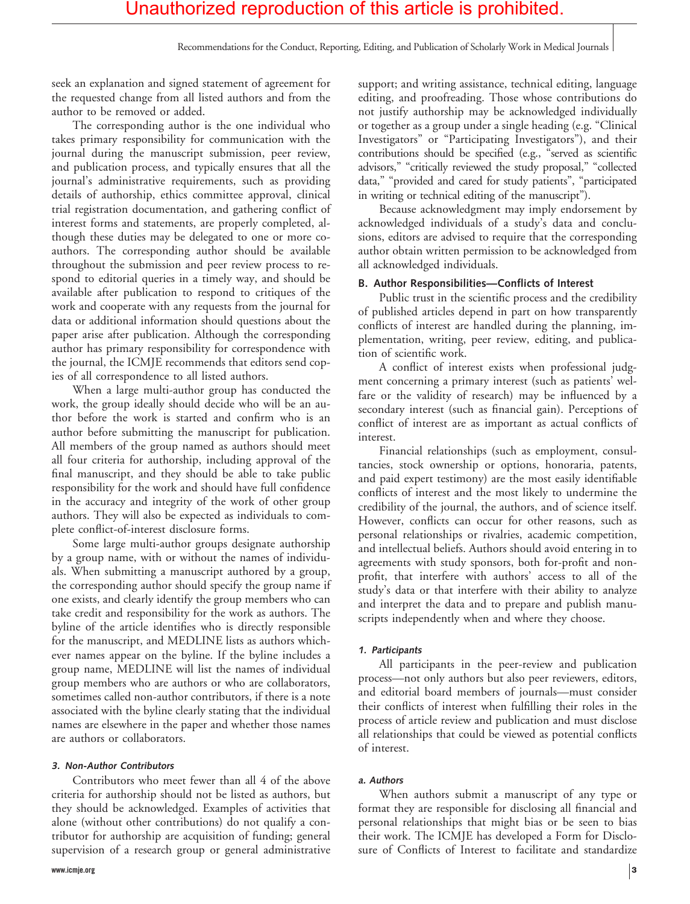seek an explanation and signed statement of agreement for the requested change from all listed authors and from the author to be removed or added.

The corresponding author is the one individual who takes primary responsibility for communication with the journal during the manuscript submission, peer review, and publication process, and typically ensures that all the journal's administrative requirements, such as providing details of authorship, ethics committee approval, clinical trial registration documentation, and gathering conflict of interest forms and statements, are properly completed, although these duties may be delegated to one or more coauthors. The corresponding author should be available throughout the submission and peer review process to respond to editorial queries in a timely way, and should be available after publication to respond to critiques of the work and cooperate with any requests from the journal for data or additional information should questions about the paper arise after publication. Although the corresponding author has primary responsibility for correspondence with the journal, the ICMJE recommends that editors send copies of all correspondence to all listed authors.

When a large multi-author group has conducted the work, the group ideally should decide who will be an author before the work is started and confirm who is an author before submitting the manuscript for publication. All members of the group named as authors should meet all four criteria for authorship, including approval of the final manuscript, and they should be able to take public responsibility for the work and should have full confidence in the accuracy and integrity of the work of other group authors. They will also be expected as individuals to complete conflict-of-interest disclosure forms.

Some large multi-author groups designate authorship by a group name, with or without the names of individuals. When submitting a manuscript authored by a group, the corresponding author should specify the group name if one exists, and clearly identify the group members who can take credit and responsibility for the work as authors. The byline of the article identifies who is directly responsible for the manuscript, and MEDLINE lists as authors whichever names appear on the byline. If the byline includes a group name, MEDLINE will list the names of individual group members who are authors or who are collaborators, sometimes called non-author contributors, if there is a note associated with the byline clearly stating that the individual names are elsewhere in the paper and whether those names are authors or collaborators.

### *3. Non-Author Contributors*

Contributors who meet fewer than all 4 of the above criteria for authorship should not be listed as authors, but they should be acknowledged. Examples of activities that alone (without other contributions) do not qualify a contributor for authorship are acquisition of funding; general supervision of a research group or general administrative support; and writing assistance, technical editing, language editing, and proofreading. Those whose contributions do not justify authorship may be acknowledged individually or together as a group under a single heading (e.g. "Clinical Investigators" or "Participating Investigators"), and their contributions should be specified (e.g., "served as scientific advisors," "critically reviewed the study proposal," "collected data," "provided and cared for study patients", "participated in writing or technical editing of the manuscript").

Because acknowledgment may imply endorsement by acknowledged individuals of a study's data and conclusions, editors are advised to require that the corresponding author obtain written permission to be acknowledged from all acknowledged individuals.

## B. Author Responsibilities—Conflicts of Interest

Public trust in the scientific process and the credibility of published articles depend in part on how transparently conflicts of interest are handled during the planning, implementation, writing, peer review, editing, and publication of scientific work.

A conflict of interest exists when professional judgment concerning a primary interest (such as patients' welfare or the validity of research) may be influenced by a secondary interest (such as financial gain). Perceptions of conflict of interest are as important as actual conflicts of interest.

Financial relationships (such as employment, consultancies, stock ownership or options, honoraria, patents, and paid expert testimony) are the most easily identifiable conflicts of interest and the most likely to undermine the credibility of the journal, the authors, and of science itself. However, conflicts can occur for other reasons, such as personal relationships or rivalries, academic competition, and intellectual beliefs. Authors should avoid entering in to agreements with study sponsors, both for-profit and nonprofit, that interfere with authors' access to all of the study's data or that interfere with their ability to analyze and interpret the data and to prepare and publish manuscripts independently when and where they choose.

### *1. Participants*

All participants in the peer-review and publication process—not only authors but also peer reviewers, editors, and editorial board members of journals—must consider their conflicts of interest when fulfilling their roles in the process of article review and publication and must disclose all relationships that could be viewed as potential conflicts of interest.

#### *a. Authors*

When authors submit a manuscript of any type or format they are responsible for disclosing all financial and personal relationships that might bias or be seen to bias their work. The ICMJE has developed a Form for Disclosure of Conflicts of Interest to facilitate and standardize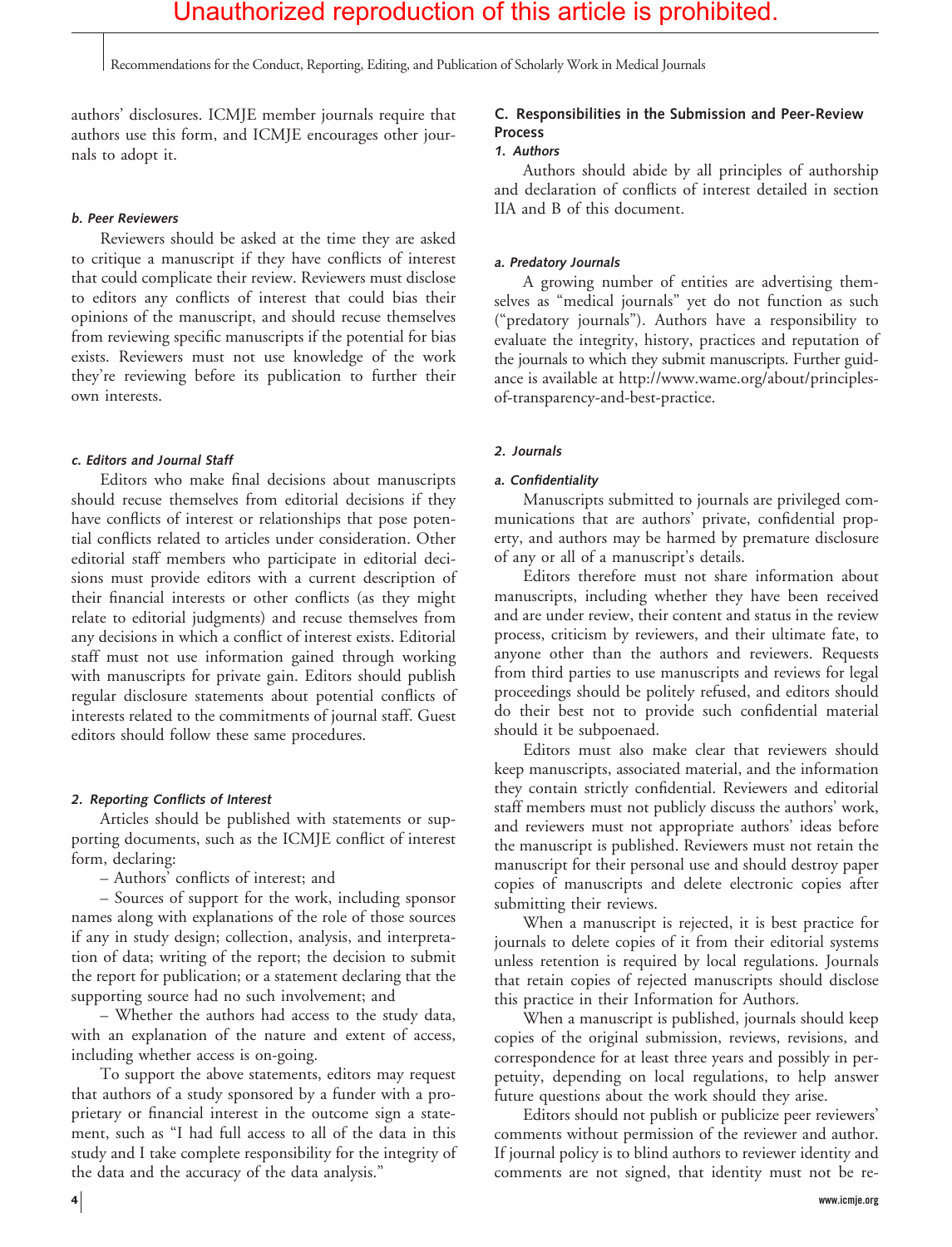authors' disclosures. ICMJE member journals require that authors use this form, and ICMJE encourages other journals to adopt it.

#### *b. Peer Reviewers*

Reviewers should be asked at the time they are asked to critique a manuscript if they have conflicts of interest that could complicate their review. Reviewers must disclose to editors any conflicts of interest that could bias their opinions of the manuscript, and should recuse themselves from reviewing specific manuscripts if the potential for bias exists. Reviewers must not use knowledge of the work they're reviewing before its publication to further their own interests.

#### *c. Editors and Journal Staff*

Editors who make final decisions about manuscripts should recuse themselves from editorial decisions if they have conflicts of interest or relationships that pose potential conflicts related to articles under consideration. Other editorial staff members who participate in editorial decisions must provide editors with a current description of their financial interests or other conflicts (as they might relate to editorial judgments) and recuse themselves from any decisions in which a conflict of interest exists. Editorial staff must not use information gained through working with manuscripts for private gain. Editors should publish regular disclosure statements about potential conflicts of interests related to the commitments of journal staff. Guest editors should follow these same procedures.

### *2. Reporting Conflicts of Interest*

Articles should be published with statements or supporting documents, such as the ICMJE conflict of interest form, declaring:

– Authors' conflicts of interest; and

– Sources of support for the work, including sponsor names along with explanations of the role of those sources if any in study design; collection, analysis, and interpretation of data; writing of the report; the decision to submit the report for publication; or a statement declaring that the supporting source had no such involvement; and

– Whether the authors had access to the study data, with an explanation of the nature and extent of access, including whether access is on-going.

To support the above statements, editors may request that authors of a study sponsored by a funder with a proprietary or financial interest in the outcome sign a statement, such as "I had full access to all of the data in this study and I take complete responsibility for the integrity of the data and the accuracy of the data analysis."

## C. Responsibilities in the Submission and Peer-Review Process

### *1. Authors*

Authors should abide by all principles of authorship and declaration of conflicts of interest detailed in section IIA and B of this document.

#### *a. Predatory Journals*

A growing number of entities are advertising themselves as "medical journals" yet do not function as such ("predatory journals"). Authors have a responsibility to evaluate the integrity, history, practices and reputation of the journals to which they submit manuscripts. Further guidance is available at http://www.wame.org/about/principles-of-transparency-and-best-practice.

### *2. Journals*

#### *a. Confidentiality*

Manuscripts submitted to journals are privileged communications that are authors' private, confidential property, and authors may be harmed by premature disclosure of any or all of a manuscript's details.

Editors therefore must not share information about manuscripts, including whether they have been received and are under review, their content and status in the review process, criticism by reviewers, and their ultimate fate, to anyone other than the authors and reviewers. Requests from third parties to use manuscripts and reviews for legal proceedings should be politely refused, and editors should do their best not to provide such confidential material should it be subpoenaed.

Editors must also make clear that reviewers should keep manuscripts, associated material, and the information they contain strictly confidential. Reviewers and editorial staff members must not publicly discuss the authors' work, and reviewers must not appropriate authors' ideas before the manuscript is published. Reviewers must not retain the manuscript for their personal use and should destroy paper copies of manuscripts and delete electronic copies after submitting their reviews.

When a manuscript is rejected, it is best practice for journals to delete copies of it from their editorial systems unless retention is required by local regulations. Journals that retain copies of rejected manuscripts should disclose this practice in their Information for Authors.

When a manuscript is published, journals should keep copies of the original submission, reviews, revisions, and correspondence for at least three years and possibly in perpetuity, depending on local regulations, to help answer future questions about the work should they arise.

Editors should not publish or publicize peer reviewers' comments without permission of the reviewer and author. If journal policy is to blind authors to reviewer identity and comments are not signed, that identity must not be re-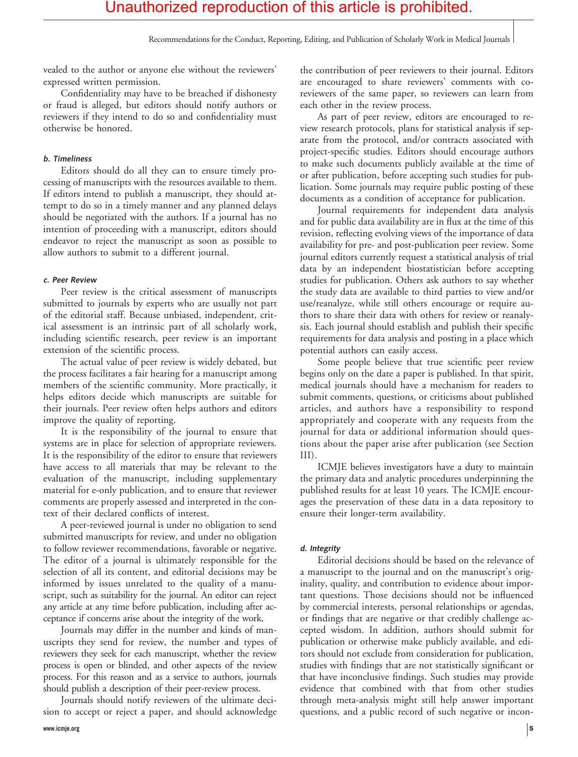vealed to the author or anyone else without the reviewers' expressed written permission.

Confidentiality may have to be breached if dishonesty or fraud is alleged, but editors should notify authors or reviewers if they intend to do so and confidentiality must otherwise be honored.

#### *b. Timeliness*

Editors should do all they can to ensure timely processing of manuscripts with the resources available to them. If editors intend to publish a manuscript, they should attempt to do so in a timely manner and any planned delays should be negotiated with the authors. If a journal has no intention of proceeding with a manuscript, editors should endeavor to reject the manuscript as soon as possible to allow authors to submit to a different journal.

#### *c. Peer Review*

Peer review is the critical assessment of manuscripts submitted to journals by experts who are usually not part of the editorial staff. Because unbiased, independent, critical assessment is an intrinsic part of all scholarly work, including scientific research, peer review is an important extension of the scientific process.

The actual value of peer review is widely debated, but the process facilitates a fair hearing for a manuscript among members of the scientific community. More practically, it helps editors decide which manuscripts are suitable for their journals. Peer review often helps authors and editors improve the quality of reporting.

It is the responsibility of the journal to ensure that systems are in place for selection of appropriate reviewers. It is the responsibility of the editor to ensure that reviewers have access to all materials that may be relevant to the evaluation of the manuscript, including supplementary material for e-only publication, and to ensure that reviewer comments are properly assessed and interpreted in the context of their declared conflicts of interest.

A peer-reviewed journal is under no obligation to send submitted manuscripts for review, and under no obligation to follow reviewer recommendations, favorable or negative. The editor of a journal is ultimately responsible for the selection of all its content, and editorial decisions may be informed by issues unrelated to the quality of a manuscript, such as suitability for the journal. An editor can reject any article at any time before publication, including after acceptance if concerns arise about the integrity of the work.

Journals may differ in the number and kinds of manuscripts they send for review, the number and types of reviewers they seek for each manuscript, whether the review process is open or blinded, and other aspects of the review process. For this reason and as a service to authors, journals should publish a description of their peer-review process.

Journals should notify reviewers of the ultimate decision to accept or reject a paper, and should acknowledge the contribution of peer reviewers to their journal. Editors are encouraged to share reviewers' comments with co-reviewers of the same paper, so reviewers can learn from each other in the review process.

As part of peer review, editors are encouraged to review research protocols, plans for statistical analysis if separate from the protocol, and/or contracts associated with project-specific studies. Editors should encourage authors to make such documents publicly available at the time of or after publication, before accepting such studies for publication. Some journals may require public posting of these documents as a condition of acceptance for publication.

Journal requirements for independent data analysis and for public data availability are in flux at the time of this revision, reflecting evolving views of the importance of data availability for pre- and post-publication peer review. Some journal editors currently request a statistical analysis of trial data by an independent biostatistician before accepting studies for publication. Others ask authors to say whether the study data are available to third parties to view and/or use/reanalyze, while still others encourage or require authors to share their data with others for review or reanalysis. Each journal should establish and publish their specific requirements for data analysis and posting in a place which potential authors can easily access.

Some people believe that true scientific peer review begins only on the date a paper is published. In that spirit, medical journals should have a mechanism for readers to submit comments, questions, or criticisms about published articles, and authors have a responsibility to respond appropriately and cooperate with any requests from the journal for data or additional information should questions about the paper arise after publication (see Section III).

ICMJE believes investigators have a duty to maintain the primary data and analytic procedures underpinning the published results for at least 10 years. The ICMJE encourages the preservation of these data in a data repository to ensure their longer-term availability.

#### *d. Integrity*

Editorial decisions should be based on the relevance of a manuscript to the journal and on the manuscript's originality, quality, and contribution to evidence about important questions. Those decisions should not be influenced by commercial interests, personal relationships or agendas, or findings that are negative or that credibly challenge accepted wisdom. In addition, authors should submit for publication or otherwise make publicly available, and editors should not exclude from consideration for publication, studies with findings that are not statistically significant or that have inconclusive findings. Such studies may provide evidence that combined with that from other studies through meta-analysis might still help answer important questions, and a public record of such negative or incon-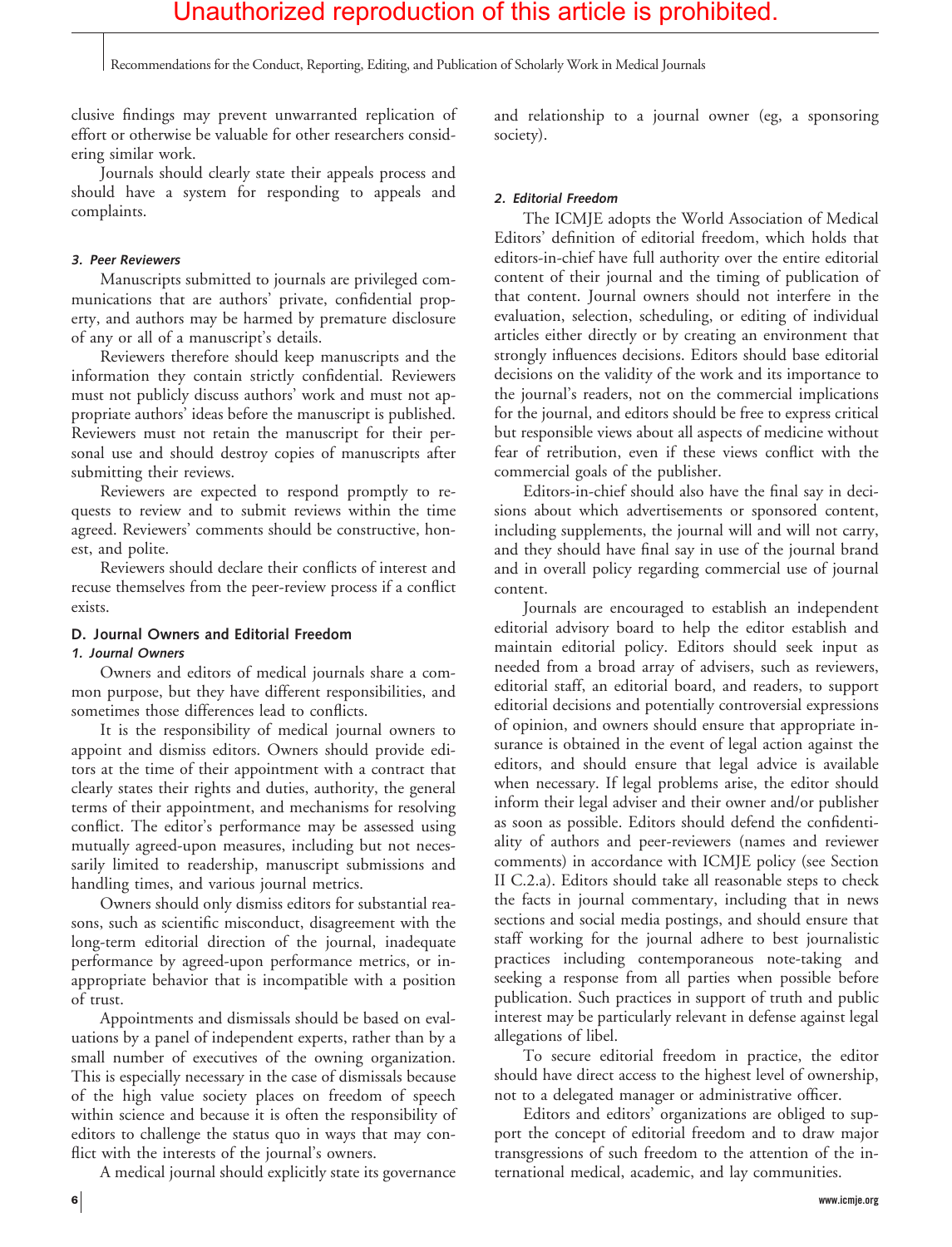clusive findings may prevent unwarranted replication of effort or otherwise be valuable for other researchers considering similar work.

Journals should clearly state their appeals process and should have a system for responding to appeals and complaints.

#### *3. Peer Reviewers*

Manuscripts submitted to journals are privileged communications that are authors' private, confidential property, and authors may be harmed by premature disclosure of any or all of a manuscript's details.

Reviewers therefore should keep manuscripts and the information they contain strictly confidential. Reviewers must not publicly discuss authors' work and must not appropriate authors' ideas before the manuscript is published. Reviewers must not retain the manuscript for their personal use and should destroy copies of manuscripts after submitting their reviews.

Reviewers are expected to respond promptly to requests to review and to submit reviews within the time agreed. Reviewers' comments should be constructive, honest, and polite.

Reviewers should declare their conflicts of interest and recuse themselves from the peer-review process if a conflict exists.

### D. Journal Owners and Editorial Freedom

#### *1. Journal Owners*

Owners and editors of medical journals share a common purpose, but they have different responsibilities, and sometimes those differences lead to conflicts.

It is the responsibility of medical journal owners to appoint and dismiss editors. Owners should provide editors at the time of their appointment with a contract that clearly states their rights and duties, authority, the general terms of their appointment, and mechanisms for resolving conflict. The editor's performance may be assessed using mutually agreed-upon measures, including but not necessarily limited to readership, manuscript submissions and handling times, and various journal metrics.

Owners should only dismiss editors for substantial reasons, such as scientific misconduct, disagreement with the long-term editorial direction of the journal, inadequate performance by agreed-upon performance metrics, or inappropriate behavior that is incompatible with a position of trust.

Appointments and dismissals should be based on evaluations by a panel of independent experts, rather than by a small number of executives of the owning organization. This is especially necessary in the case of dismissals because of the high value society places on freedom of speech within science and because it is often the responsibility of editors to challenge the status quo in ways that may conflict with the interests of the journal's owners.

A medical journal should explicitly state its governance and relationship to a journal owner (eg, a sponsoring society).

#### *2. Editorial Freedom*

The ICMJE adopts the World Association of Medical Editors' definition of editorial freedom, which holds that editors-in-chief have full authority over the entire editorial content of their journal and the timing of publication of that content. Journal owners should not interfere in the evaluation, selection, scheduling, or editing of individual articles either directly or by creating an environment that strongly influences decisions. Editors should base editorial decisions on the validity of the work and its importance to the journal's readers, not on the commercial implications for the journal, and editors should be free to express critical but responsible views about all aspects of medicine without fear of retribution, even if these views conflict with the commercial goals of the publisher.

Editors-in-chief should also have the final say in decisions about which advertisements or sponsored content, including supplements, the journal will and will not carry, and they should have final say in use of the journal brand and in overall policy regarding commercial use of journal content.

Journals are encouraged to establish an independent editorial advisory board to help the editor establish and maintain editorial policy. Editors should seek input as needed from a broad array of advisers, such as reviewers, editorial staff, an editorial board, and readers, to support editorial decisions and potentially controversial expressions of opinion, and owners should ensure that appropriate insurance is obtained in the event of legal action against the editors, and should ensure that legal advice is available when necessary. If legal problems arise, the editor should inform their legal adviser and their owner and/or publisher as soon as possible. Editors should defend the confidentiality of authors and peer-reviewers (names and reviewer comments) in accordance with ICMJE policy (see Section II C.2.a). Editors should take all reasonable steps to check the facts in journal commentary, including that in news sections and social media postings, and should ensure that staff working for the journal adhere to best journalistic practices including contemporaneous note-taking and seeking a response from all parties when possible before publication. Such practices in support of truth and public interest may be particularly relevant in defense against legal allegations of libel.

To secure editorial freedom in practice, the editor should have direct access to the highest level of ownership, not to a delegated manager or administrative officer.

Editors and editors' organizations are obliged to support the concept of editorial freedom and to draw major transgressions of such freedom to the attention of the international medical, academic, and lay communities.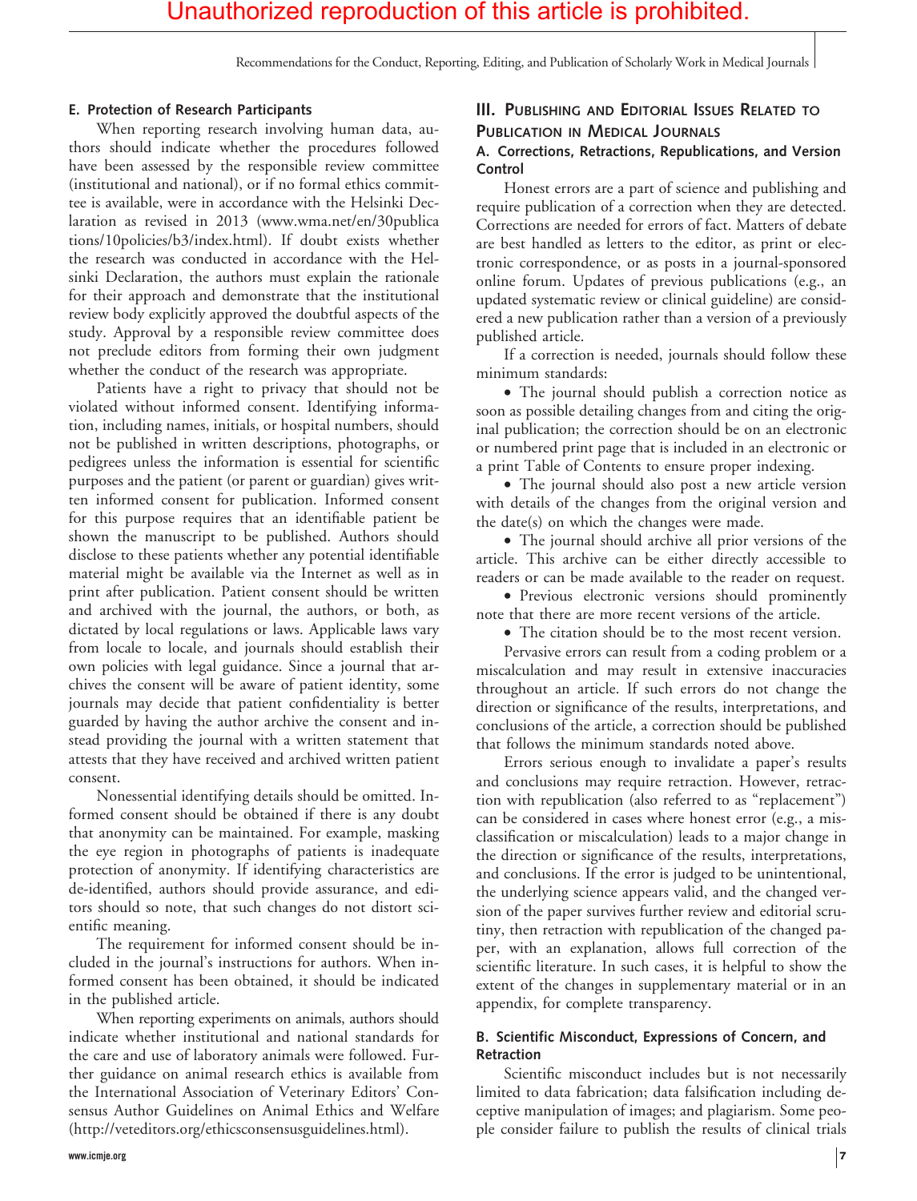### E. Protection of Research Participants

When reporting research involving human data, authors should indicate whether the procedures followed have been assessed by the responsible review committee (institutional and national), or if no formal ethics committee is available, were in accordance with the Helsinki Declaration as revised in 2013 (www.wma.net/en/30publications/10policies/b3/index.html). If doubt exists whether the research was conducted in accordance with the Helsinki Declaration, the authors must explain the rationale for their approach and demonstrate that the institutional review body explicitly approved the doubtful aspects of the study. Approval by a responsible review committee does not preclude editors from forming their own judgment whether the conduct of the research was appropriate.

Patients have a right to privacy that should not be violated without informed consent. Identifying information, including names, initials, or hospital numbers, should not be published in written descriptions, photographs, or pedigrees unless the information is essential for scientific purposes and the patient (or parent or guardian) gives written informed consent for publication. Informed consent for this purpose requires that an identifiable patient be shown the manuscript to be published. Authors should disclose to these patients whether any potential identifiable material might be available via the Internet as well as in print after publication. Patient consent should be written and archived with the journal, the authors, or both, as dictated by local regulations or laws. Applicable laws vary from locale to locale, and journals should establish their own policies with legal guidance. Since a journal that archives the consent will be aware of patient identity, some journals may decide that patient confidentiality is better guarded by having the author archive the consent and instead providing the journal with a written statement that attests that they have received and archived written patient consent.

Nonessential identifying details should be omitted. Informed consent should be obtained if there is any doubt that anonymity can be maintained. For example, masking the eye region in photographs of patients is inadequate protection of anonymity. If identifying characteristics are de-identified, authors should provide assurance, and editors should so note, that such changes do not distort scientific meaning.

The requirement for informed consent should be included in the journal's instructions for authors. When informed consent has been obtained, it should be indicated in the published article.

When reporting experiments on animals, authors should indicate whether institutional and national standards for the care and use of laboratory animals were followed. Further guidance on animal research ethics is available from the International Association of Veterinary Editors' Consensus Author Guidelines on Animal Ethics and Welfare (http://veteditors.org/ethicsconsensusguidelines.html).

## III. Publishing and Editorial Issues Related to Publication in Medical Journals

### A. Corrections, Retractions, Republications, and Version Control

Honest errors are a part of science and publishing and require publication of a correction when they are detected. Corrections are needed for errors of fact. Matters of debate are best handled as letters to the editor, as print or electronic correspondence, or as posts in a journal-sponsored online forum. Updates of previous publications (e.g., an updated systematic review or clinical guideline) are considered a new publication rather than a version of a previously published article.

If a correction is needed, journals should follow these minimum standards:

- The journal should publish a correction notice as soon as possible detailing changes from and citing the original publication; the correction should be on an electronic or numbered print page that is included in an electronic or a print Table of Contents to ensure proper indexing.
- The journal should also post a new article version with details of the changes from the original version and the date(s) on which the changes were made.
- The journal should archive all prior versions of the article. This archive can be either directly accessible to readers or can be made available to the reader on request.
- Previous electronic versions should prominently note that there are more recent versions of the article.
- The citation should be to the most recent version.

Pervasive errors can result from a coding problem or a miscalculation and may result in extensive inaccuracies throughout an article. If such errors do not change the direction or significance of the results, interpretations, and conclusions of the article, a correction should be published that follows the minimum standards noted above.

Errors serious enough to invalidate a paper's results and conclusions may require retraction. However, retraction with republication (also referred to as "replacement") can be considered in cases where honest error (e.g., a misclassification or miscalculation) leads to a major change in the direction or significance of the results, interpretations, and conclusions. If the error is judged to be unintentional, the underlying science appears valid, and the changed version of the paper survives further review and editorial scrutiny, then retraction with republication of the changed paper, with an explanation, allows full correction of the scientific literature. In such cases, it is helpful to show the extent of the changes in supplementary material or in an appendix, for complete transparency.

### B. Scientific Misconduct, Expressions of Concern, and Retraction

Scientific misconduct includes but is not necessarily limited to data fabrication; data falsification including deceptive manipulation of images; and plagiarism. Some people consider failure to publish the results of clinical trials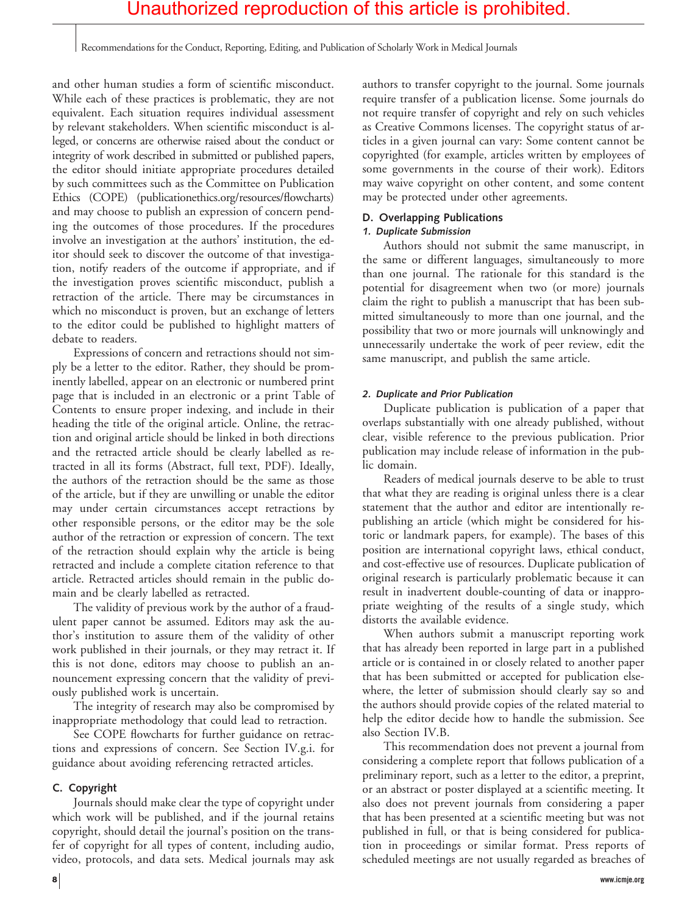and other human studies a form of scientific misconduct. While each of these practices is problematic, they are not equivalent. Each situation requires individual assessment by relevant stakeholders. When scientific misconduct is alleged, or concerns are otherwise raised about the conduct or integrity of work described in submitted or published papers, the editor should initiate appropriate procedures detailed by such committees such as the Committee on Publication Ethics (COPE) (publicationethics.org/resources/flowcharts) and may choose to publish an expression of concern pending the outcomes of those procedures. If the procedures involve an investigation at the authors' institution, the editor should seek to discover the outcome of that investigation, notify readers of the outcome if appropriate, and if the investigation proves scientific misconduct, publish a retraction of the article. There may be circumstances in which no misconduct is proven, but an exchange of letters to the editor could be published to highlight matters of debate to readers.

Expressions of concern and retractions should not simply be a letter to the editor. Rather, they should be prominently labelled, appear on an electronic or numbered print page that is included in an electronic or a print Table of Contents to ensure proper indexing, and include in their heading the title of the original article. Online, the retraction and original article should be linked in both directions and the retracted article should be clearly labelled as retracted in all its forms (Abstract, full text, PDF). Ideally, the authors of the retraction should be the same as those of the article, but if they are unwilling or unable the editor may under certain circumstances accept retractions by other responsible persons, or the editor may be the sole author of the retraction or expression of concern. The text of the retraction should explain why the article is being retracted and include a complete citation reference to that article. Retracted articles should remain in the public domain and be clearly labelled as retracted.

The validity of previous work by the author of a fraudulent paper cannot be assumed. Editors may ask the author's institution to assure them of the validity of other work published in their journals, or they may retract it. If this is not done, editors may choose to publish an announcement expressing concern that the validity of previously published work is uncertain.

The integrity of research may also be compromised by inappropriate methodology that could lead to retraction.

See COPE flowcharts for further guidance on retractions and expressions of concern. See Section IV.g.i. for guidance about avoiding referencing retracted articles.

## C. Copyright

Journals should make clear the type of copyright under which work will be published, and if the journal retains copyright, should detail the journal's position on the transfer of copyright for all types of content, including audio, video, protocols, and data sets. Medical journals may ask authors to transfer copyright to the journal. Some journals require transfer of a publication license. Some journals do not require transfer of copyright and rely on such vehicles as Creative Commons licenses. The copyright status of articles in a given journal can vary: Some content cannot be copyrighted (for example, articles written by employees of some governments in the course of their work). Editors may waive copyright on other content, and some content may be protected under other agreements.

## D. Overlapping Publications

### *1. Duplicate Submission*

Authors should not submit the same manuscript, in the same or different languages, simultaneously to more than one journal. The rationale for this standard is the potential for disagreement when two (or more) journals claim the right to publish a manuscript that has been submitted simultaneously to more than one journal, and the possibility that two or more journals will unknowingly and unnecessarily undertake the work of peer review, edit the same manuscript, and publish the same article.

### *2. Duplicate and Prior Publication*

Duplicate publication is publication of a paper that overlaps substantially with one already published, without clear, visible reference to the previous publication. Prior publication may include release of information in the public domain.

Readers of medical journals deserve to be able to trust that what they are reading is original unless there is a clear statement that the author and editor are intentionally republishing an article (which might be considered for historic or landmark papers, for example). The bases of this position are international copyright laws, ethical conduct, and cost-effective use of resources. Duplicate publication of original research is particularly problematic because it can result in inadvertent double-counting of data or inappropriate weighting of the results of a single study, which distorts the available evidence.

When authors submit a manuscript reporting work that has already been reported in large part in a published article or is contained in or closely related to another paper that has been submitted or accepted for publication elsewhere, the letter of submission should clearly say so and the authors should provide copies of the related material to help the editor decide how to handle the submission. See also Section IV.B.

This recommendation does not prevent a journal from considering a complete report that follows publication of a preliminary report, such as a letter to the editor, a preprint, or an abstract or poster displayed at a scientific meeting. It also does not prevent journals from considering a paper that has been presented at a scientific meeting but was not published in full, or that is being considered for publication in proceedings or similar format. Press reports of scheduled meetings are not usually regarded as breaches of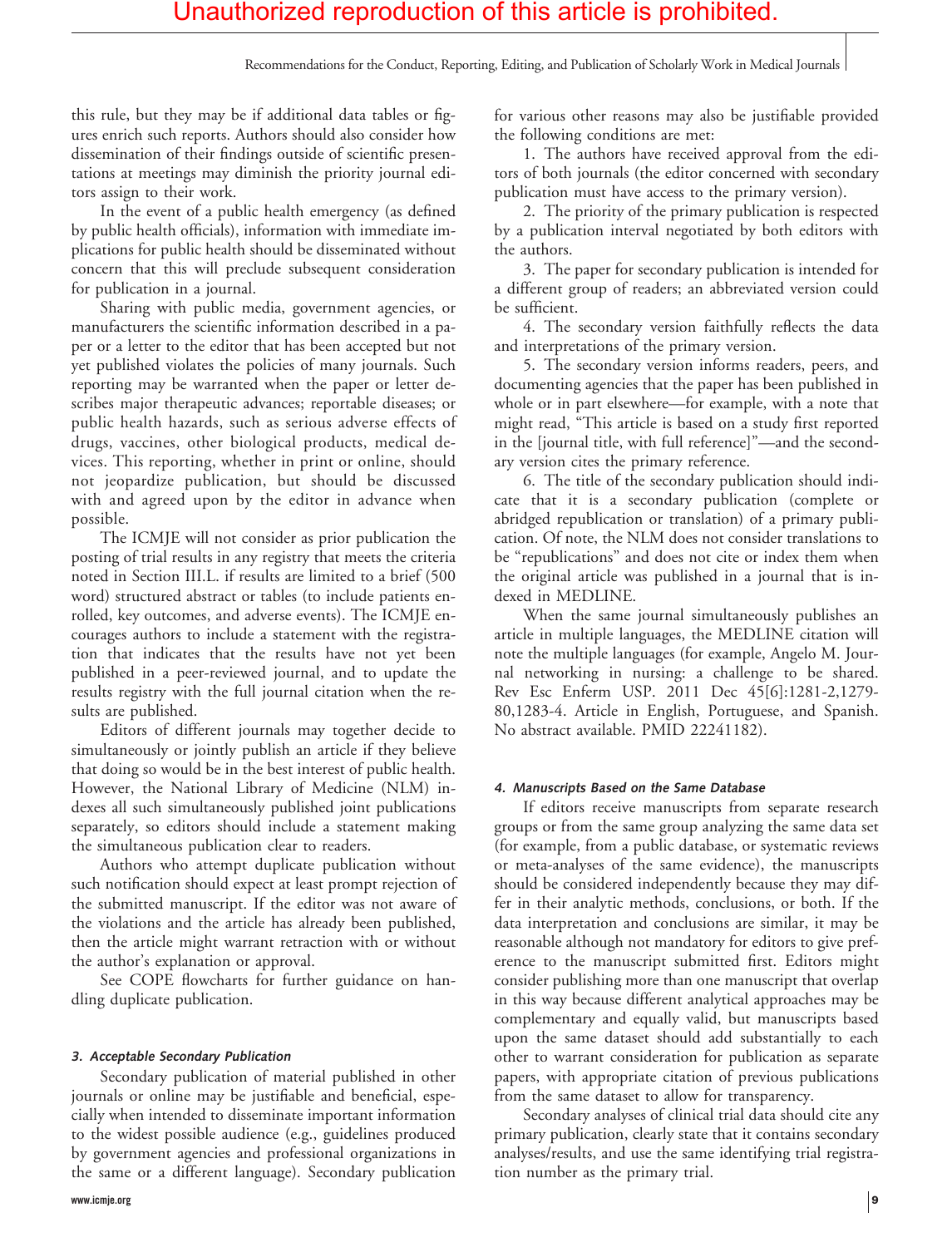this rule, but they may be if additional data tables or figures enrich such reports. Authors should also consider how dissemination of their findings outside of scientific presentations at meetings may diminish the priority journal editors assign to their work.

In the event of a public health emergency (as defined by public health officials), information with immediate implications for public health should be disseminated without concern that this will preclude subsequent consideration for publication in a journal.

Sharing with public media, government agencies, or manufacturers the scientific information described in a paper or a letter to the editor that has been accepted but not yet published violates the policies of many journals. Such reporting may be warranted when the paper or letter describes major therapeutic advances; reportable diseases; or public health hazards, such as serious adverse effects of drugs, vaccines, other biological products, medical devices. This reporting, whether in print or online, should not jeopardize publication, but should be discussed with and agreed upon by the editor in advance when possible.

The ICMJE will not consider as prior publication the posting of trial results in any registry that meets the criteria noted in Section III.L. if results are limited to a brief (500 word) structured abstract or tables (to include patients enrolled, key outcomes, and adverse events). The ICMJE encourages authors to include a statement with the registration that indicates that the results have not yet been published in a peer-reviewed journal, and to update the results registry with the full journal citation when the results are published.

Editors of different journals may together decide to simultaneously or jointly publish an article if they believe that doing so would be in the best interest of public health. However, the National Library of Medicine (NLM) indexes all such simultaneously published joint publications separately, so editors should include a statement making the simultaneous publication clear to readers.

Authors who attempt duplicate publication without such notification should expect at least prompt rejection of the submitted manuscript. If the editor was not aware of the violations and the article has already been published, then the article might warrant retraction with or without the author's explanation or approval.

See COPE flowcharts for further guidance on handling duplicate publication.

### 3. Acceptable Secondary Publication

Secondary publication of material published in other journals or online may be justifiable and beneficial, especially when intended to disseminate important information to the widest possible audience (e.g., guidelines produced by government agencies and professional organizations in the same or a different language). Secondary publication for various other reasons may also be justifiable provided the following conditions are met:

1. The authors have received approval from the editors of both journals (the editor concerned with secondary publication must have access to the primary version).
2. The priority of the primary publication is respected by a publication interval negotiated by both editors with the authors.
3. The paper for secondary publication is intended for a different group of readers; an abbreviated version could be sufficient.
4. The secondary version faithfully reflects the data and interpretations of the primary version.
5. The secondary version informs readers, peers, and documenting agencies that the paper has been published in whole or in part elsewhere—for example, with a note that might read, "This article is based on a study first reported in the [journal title, with full reference]"—and the secondary version cites the primary reference.
6. The title of the secondary publication should indicate that it is a secondary publication (complete or abridged republication or translation) of a primary publication. Of note, the NLM does not consider translations to be "republications" and does not cite or index them when the original article was published in a journal that is indexed in MEDLINE.

When the same journal simultaneously publishes an article in multiple languages, the MEDLINE citation will note the multiple languages (for example, Angelo M. Journal networking in nursing: a challenge to be shared. Rev Esc Enferm USP. 2011 Dec 45[6]:1281-2,1279-80,1283-4. Article in English, Portuguese, and Spanish. No abstract available. PMID 22241182).

### 4. Manuscripts Based on the Same Database

If editors receive manuscripts from separate research groups or from the same group analyzing the same data set (for example, from a public database, or systematic reviews or meta-analyses of the same evidence), the manuscripts should be considered independently because they may differ in their analytic methods, conclusions, or both. If the data interpretation and conclusions are similar, it may be reasonable although not mandatory for editors to give preference to the manuscript submitted first. Editors might consider publishing more than one manuscript that overlap in this way because different analytical approaches may be complementary and equally valid, but manuscripts based upon the same dataset should add substantially to each other to warrant consideration for publication as separate papers, with appropriate citation of previous publications from the same dataset to allow for transparency.

Secondary analyses of clinical trial data should cite any primary publication, clearly state that it contains secondary analyses/results, and use the same identifying trial registration number as the primary trial.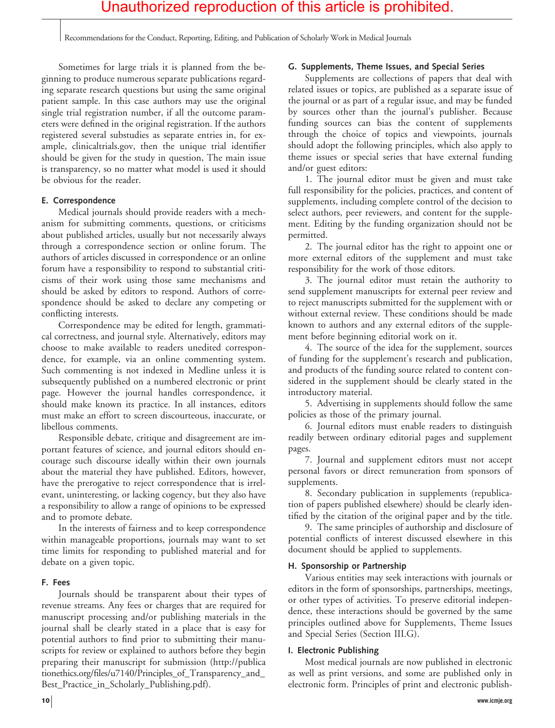Sometimes for large trials it is planned from the beginning to produce numerous separate publications regarding separate research questions but using the same original patient sample. In this case authors may use the original single trial registration number, if all the outcome parameters were defined in the original registration. If the authors registered several substudies as separate entries in, for example, clinicaltrials.gov, then the unique trial identifier should be given for the study in question, The main issue is transparency, so no matter what model is used it should be obvious for the reader.

### E. Correspondence

Medical journals should provide readers with a mechanism for submitting comments, questions, or criticisms about published articles, usually but not necessarily always through a correspondence section or online forum. The authors of articles discussed in correspondence or an online forum have a responsibility to respond to substantial criticisms of their work using those same mechanisms and should be asked by editors to respond. Authors of correspondence should be asked to declare any competing or conflicting interests.

Correspondence may be edited for length, grammatical correctness, and journal style. Alternatively, editors may choose to make available to readers unedited correspondence, for example, via an online commenting system. Such commenting is not indexed in Medline unless it is subsequently published on a numbered electronic or print page. However the journal handles correspondence, it should make known its practice. In all instances, editors must make an effort to screen discourteous, inaccurate, or libellous comments.

Responsible debate, critique and disagreement are important features of science, and journal editors should encourage such discourse ideally within their own journals about the material they have published. Editors, however, have the prerogative to reject correspondence that is irrelevant, uninteresting, or lacking cogency, but they also have a responsibility to allow a range of opinions to be expressed and to promote debate.

In the interests of fairness and to keep correspondence within manageable proportions, journals may want to set time limits for responding to published material and for debate on a given topic.

### F. Fees

Journals should be transparent about their types of revenue streams. Any fees or charges that are required for manuscript processing and/or publishing materials in the journal shall be clearly stated in a place that is easy for potential authors to find prior to submitting their manuscripts for review or explained to authors before they begin preparing their manuscript for submission (http://publicationethics.org/files/u7140/Principles_of_Transparency_and_Best_Practice_in_Scholarly_Publishing.pdf).

### G. Supplements, Theme Issues, and Special Series

Supplements are collections of papers that deal with related issues or topics, are published as a separate issue of the journal or as part of a regular issue, and may be funded by sources other than the journal's publisher. Because funding sources can bias the content of supplements through the choice of topics and viewpoints, journals should adopt the following principles, which also apply to theme issues or special series that have external funding and/or guest editors:

1. The journal editor must be given and must take full responsibility for the policies, practices, and content of supplements, including complete control of the decision to select authors, peer reviewers, and content for the supplement. Editing by the funding organization should not be permitted.
2. The journal editor has the right to appoint one or more external editors of the supplement and must take responsibility for the work of those editors.
3. The journal editor must retain the authority to send supplement manuscripts for external peer review and to reject manuscripts submitted for the supplement with or without external review. These conditions should be made known to authors and any external editors of the supplement before beginning editorial work on it.
4. The source of the idea for the supplement, sources of funding for the supplement's research and publication, and products of the funding source related to content considered in the supplement should be clearly stated in the introductory material.
5. Advertising in supplements should follow the same policies as those of the primary journal.
6. Journal editors must enable readers to distinguish readily between ordinary editorial pages and supplement pages.
7. Journal and supplement editors must not accept personal favors or direct remuneration from sponsors of supplements.
8. Secondary publication in supplements (republication of papers published elsewhere) should be clearly identified by the citation of the original paper and by the title.
9. The same principles of authorship and disclosure of potential conflicts of interest discussed elsewhere in this document should be applied to supplements.

### H. Sponsorship or Partnership

Various entities may seek interactions with journals or editors in the form of sponsorships, partnerships, meetings, or other types of activities. To preserve editorial independence, these interactions should be governed by the same principles outlined above for Supplements, Theme Issues and Special Series (Section III.G).

### I. Electronic Publishing

Most medical journals are now published in electronic as well as print versions, and some are published only in electronic form. Principles of print and electronic publish-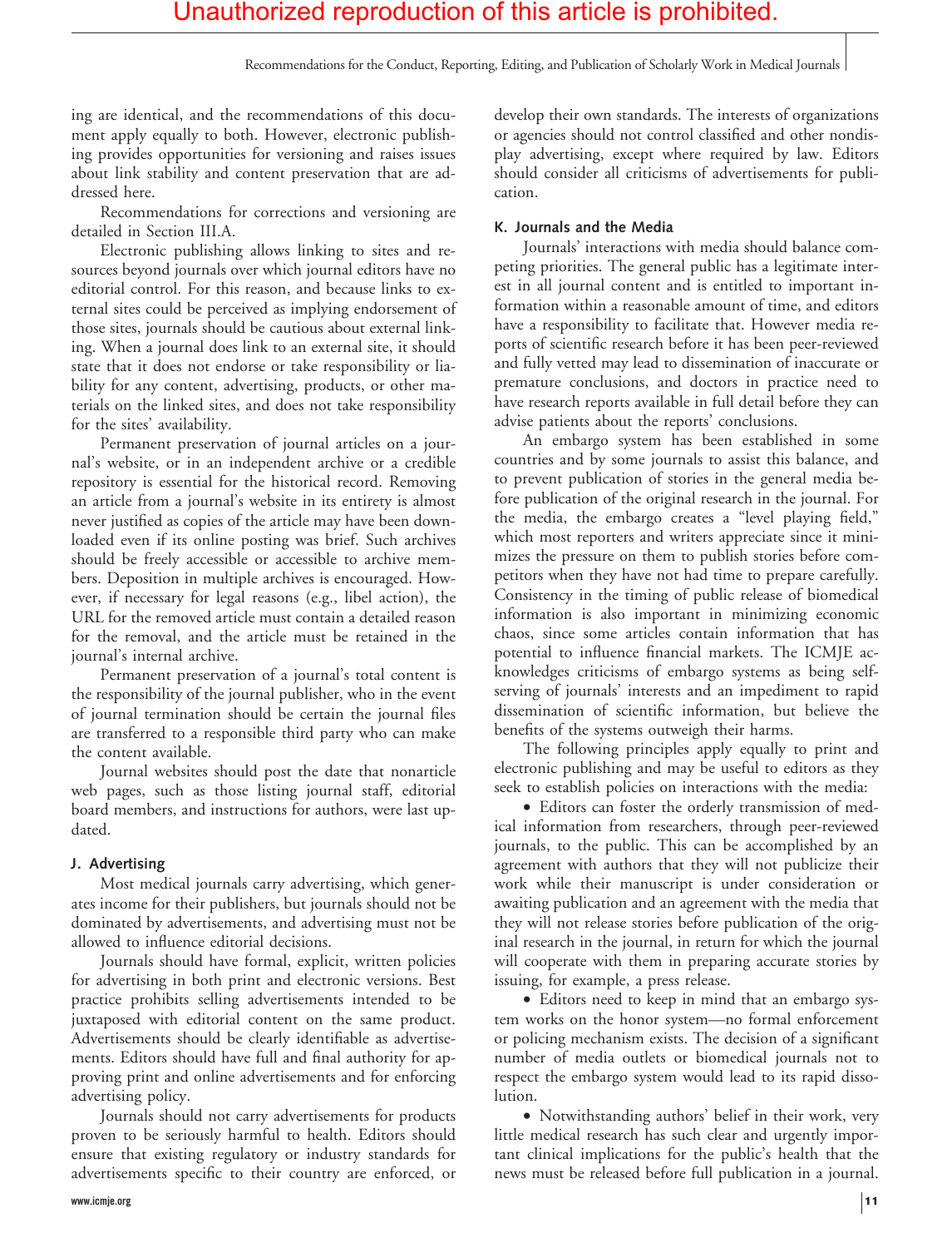ing are identical, and the recommendations of this document apply equally to both. However, electronic publishing provides opportunities for versioning and raises issues about link stability and content preservation that are addressed here.

Recommendations for corrections and versioning are detailed in Section III.A.

Electronic publishing allows linking to sites and resources beyond journals over which journal editors have no editorial control. For this reason, and because links to external sites could be perceived as implying endorsement of those sites, journals should be cautious about external linking. When a journal does link to an external site, it should state that it does not endorse or take responsibility or liability for any content, advertising, products, or other materials on the linked sites, and does not take responsibility for the sites' availability.

Permanent preservation of journal articles on a journal's website, or in an independent archive or a credible repository is essential for the historical record. Removing an article from a journal's website in its entirety is almost never justified as copies of the article may have been downloaded even if its online posting was brief. Such archives should be freely accessible or accessible to archive members. Deposition in multiple archives is encouraged. However, if necessary for legal reasons (e.g., libel action), the URL for the removed article must contain a detailed reason for the removal, and the article must be retained in the journal's internal archive.

Permanent preservation of a journal's total content is the responsibility of the journal publisher, who in the event of journal termination should be certain the journal files are transferred to a responsible third party who can make the content available.

Journal websites should post the date that nonarticle web pages, such as those listing journal staff, editorial board members, and instructions for authors, were last updated.

### J. Advertising

Most medical journals carry advertising, which generates income for their publishers, but journals should not be dominated by advertisements, and advertising must not be allowed to influence editorial decisions.

Journals should have formal, explicit, written policies for advertising in both print and electronic versions. Best practice prohibits selling advertisements intended to be juxtaposed with editorial content on the same product. Advertisements should be clearly identifiable as advertisements. Editors should have full and final authority for approving print and online advertisements and for enforcing advertising policy.

Journals should not carry advertisements for products proven to be seriously harmful to health. Editors should ensure that existing regulatory or industry standards for advertisements specific to their country are enforced, or develop their own standards. The interests of organizations or agencies should not control classified and other nondisplay advertising, except where required by law. Editors should consider all criticisms of advertisements for publication.

### K. Journals and the Media

Journals' interactions with media should balance competing priorities. The general public has a legitimate interest in all journal content and is entitled to important information within a reasonable amount of time, and editors have a responsibility to facilitate that. However media reports of scientific research before it has been peer-reviewed and fully vetted may lead to dissemination of inaccurate or premature conclusions, and doctors in practice need to have research reports available in full detail before they can advise patients about the reports' conclusions.

An embargo system has been established in some countries and by some journals to assist this balance, and to prevent publication of stories in the general media before publication of the original research in the journal. For the media, the embargo creates a "level playing field," which most reporters and writers appreciate since it minimizes the pressure on them to publish stories before competitors when they have not had time to prepare carefully. Consistency in the timing of public release of biomedical information is also important in minimizing economic chaos, since some articles contain information that has potential to influence financial markets. The ICMJE acknowledges criticisms of embargo systems as being self-serving of journals' interests and an impediment to rapid dissemination of scientific information, but believe the benefits of the systems outweigh their harms.

The following principles apply equally to print and electronic publishing and may be useful to editors as they seek to establish policies on interactions with the media:

- Editors can foster the orderly transmission of medical information from researchers, through peer-reviewed journals, to the public. This can be accomplished by an agreement with authors that they will not publicize their work while their manuscript is under consideration or awaiting publication and an agreement with the media that they will not release stories before publication of the original research in the journal, in return for which the journal will cooperate with them in preparing accurate stories by issuing, for example, a press release.
- Editors need to keep in mind that an embargo system works on the honor system—no formal enforcement or policing mechanism exists. The decision of a significant number of media outlets or biomedical journals not to respect the embargo system would lead to its rapid dissolution.
- Notwithstanding authors' belief in their work, very little medical research has such clear and urgently important clinical implications for the public's health that the news must be released before full publication in a journal.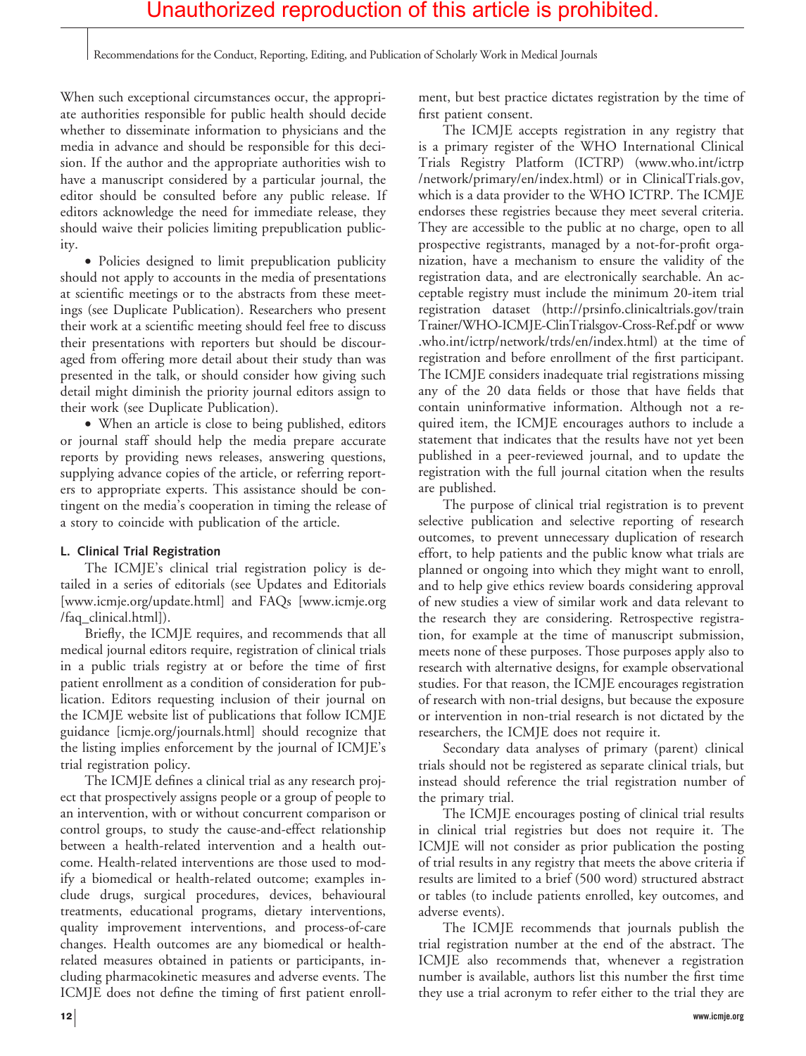When such exceptional circumstances occur, the appropriate authorities responsible for public health should decide whether to disseminate information to physicians and the media in advance and should be responsible for this decision. If the author and the appropriate authorities wish to have a manuscript considered by a particular journal, the editor should be consulted before any public release. If editors acknowledge the need for immediate release, they should waive their policies limiting prepublication publicity.

- Policies designed to limit prepublication publicity should not apply to accounts in the media of presentations at scientific meetings or to the abstracts from these meetings (see Duplicate Publication). Researchers who present their work at a scientific meeting should feel free to discuss their presentations with reporters but should be discouraged from offering more detail about their study than was presented in the talk, or should consider how giving such detail might diminish the priority journal editors assign to their work (see Duplicate Publication).
- When an article is close to being published, editors or journal staff should help the media prepare accurate reports by providing news releases, answering questions, supplying advance copies of the article, or referring reporters to appropriate experts. This assistance should be contingent on the media's cooperation in timing the release of a story to coincide with publication of the article.

### L. Clinical Trial Registration

The ICMJE's clinical trial registration policy is detailed in a series of editorials (see Updates and Editorials [www.icmje.org/update.html] and FAQs [www.icmje.org/faq_clinical.html]).

Briefly, the ICMJE requires, and recommends that all medical journal editors require, registration of clinical trials in a public trials registry at or before the time of first patient enrollment as a condition of consideration for publication. Editors requesting inclusion of their journal on the ICMJE website list of publications that follow ICMJE guidance [icmje.org/journals.html] should recognize that the listing implies enforcement by the journal of ICMJE's trial registration policy.

The ICMJE defines a clinical trial as any research project that prospectively assigns people or a group of people to an intervention, with or without concurrent comparison or control groups, to study the cause-and-effect relationship between a health-related intervention and a health outcome. Health-related interventions are those used to modify a biomedical or health-related outcome; examples include drugs, surgical procedures, devices, behavioural treatments, educational programs, dietary interventions, quality improvement interventions, and process-of-care changes. Health outcomes are any biomedical or health-related measures obtained in patients or participants, including pharmacokinetic measures and adverse events. The ICMJE does not define the timing of first patient enrollment, but best practice dictates registration by the time of first patient consent.

The ICMJE accepts registration in any registry that is a primary register of the WHO International Clinical Trials Registry Platform (ICTRP) (www.who.int/ictrp/network/primary/en/index.html) or in ClinicalTrials.gov, which is a data provider to the WHO ICTRP. The ICMJE endorses these registries because they meet several criteria. They are accessible to the public at no charge, open to all prospective registrants, managed by a not-for-profit organization, have a mechanism to ensure the validity of the registration data, and are electronically searchable. An acceptable registry must include the minimum 20-item trial registration dataset (http://prsinfo.clinicaltrials.gov/trainTrainer/WHO-ICMJE-ClinTrialsgov-Cross-Ref.pdf or www.who.int/ictrp/network/trds/en/index.html) at the time of registration and before enrollment of the first participant. The ICMJE considers inadequate trial registrations missing any of the 20 data fields or those that have fields that contain uninformative information. Although not a required item, the ICMJE encourages authors to include a statement that indicates that the results have not yet been published in a peer-reviewed journal, and to update the registration with the full journal citation when the results are published.

The purpose of clinical trial registration is to prevent selective publication and selective reporting of research outcomes, to prevent unnecessary duplication of research effort, to help patients and the public know what trials are planned or ongoing into which they might want to enroll, and to help give ethics review boards considering approval of new studies a view of similar work and data relevant to the research they are considering. Retrospective registration, for example at the time of manuscript submission, meets none of these purposes. Those purposes apply also to research with alternative designs, for example observational studies. For that reason, the ICMJE encourages registration of research with non-trial designs, but because the exposure or intervention in non-trial research is not dictated by the researchers, the ICMJE does not require it.

Secondary data analyses of primary (parent) clinical trials should not be registered as separate clinical trials, but instead should reference the trial registration number of the primary trial.

The ICMJE encourages posting of clinical trial results in clinical trial registries but does not require it. The ICMJE will not consider as prior publication the posting of trial results in any registry that meets the above criteria if results are limited to a brief (500 word) structured abstract or tables (to include patients enrolled, key outcomes, and adverse events).

The ICMJE recommends that journals publish the trial registration number at the end of the abstract. The ICMJE also recommends that, whenever a registration number is available, authors list this number the first time they use a trial acronym to refer either to the trial they are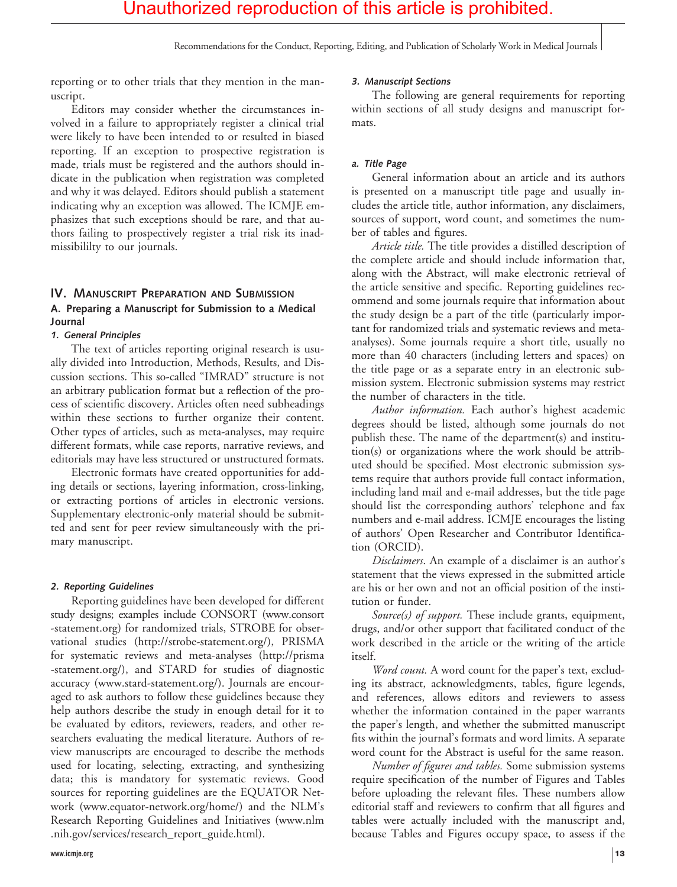reporting or to other trials that they mention in the manuscript.

Editors may consider whether the circumstances involved in a failure to appropriately register a clinical trial were likely to have been intended to or resulted in biased reporting. If an exception to prospective registration is made, trials must be registered and the authors should indicate in the publication when registration was completed and why it was delayed. Editors should publish a statement indicating why an exception was allowed. The ICMJE emphasizes that such exceptions should be rare, and that authors failing to prospectively register a trial risk its inadmissibililty to our journals.

## IV. Manuscript Preparation and Submission

### A. Preparing a Manuscript for Submission to a Medical Journal

#### *1. General Principles*

The text of articles reporting original research is usually divided into Introduction, Methods, Results, and Discussion sections. This so-called "IMRAD" structure is not an arbitrary publication format but a reflection of the process of scientific discovery. Articles often need subheadings within these sections to further organize their content. Other types of articles, such as meta-analyses, may require different formats, while case reports, narrative reviews, and editorials may have less structured or unstructured formats.

Electronic formats have created opportunities for adding details or sections, layering information, cross-linking, or extracting portions of articles in electronic versions. Supplementary electronic-only material should be submitted and sent for peer review simultaneously with the primary manuscript.

#### *2. Reporting Guidelines*

Reporting guidelines have been developed for different study designs; examples include CONSORT (www.consort-statement.org) for randomized trials, STROBE for observational studies (http://strobe-statement.org/), PRISMA for systematic reviews and meta-analyses (http://prisma-statement.org/), and STARD for studies of diagnostic accuracy (www.stard-statement.org/). Journals are encouraged to ask authors to follow these guidelines because they help authors describe the study in enough detail for it to be evaluated by editors, reviewers, readers, and other researchers evaluating the medical literature. Authors of review manuscripts are encouraged to describe the methods used for locating, selecting, extracting, and synthesizing data; this is mandatory for systematic reviews. Good sources for reporting guidelines are the EQUATOR Network (www.equator-network.org/home/) and the NLM's Research Reporting Guidelines and Initiatives (www.nlm.nih.gov/services/research_report_guide.html).

#### *3. Manuscript Sections*

The following are general requirements for reporting within sections of all study designs and manuscript formats.

##### *a. Title Page*

General information about an article and its authors is presented on a manuscript title page and usually includes the article title, author information, any disclaimers, sources of support, word count, and sometimes the number of tables and figures.

*Article title.* The title provides a distilled description of the complete article and should include information that, along with the Abstract, will make electronic retrieval of the article sensitive and specific. Reporting guidelines recommend and some journals require that information about the study design be a part of the title (particularly important for randomized trials and systematic reviews and meta-analyses). Some journals require a short title, usually no more than 40 characters (including letters and spaces) on the title page or as a separate entry in an electronic submission system. Electronic submission systems may restrict the number of characters in the title.

*Author information.* Each author's highest academic degrees should be listed, although some journals do not publish these. The name of the department(s) and institution(s) or organizations where the work should be attributed should be specified. Most electronic submission systems require that authors provide full contact information, including land mail and e-mail addresses, but the title page should list the corresponding authors' telephone and fax numbers and e-mail address. ICMJE encourages the listing of authors' Open Researcher and Contributor Identification (ORCID).

*Disclaimers.* An example of a disclaimer is an author's statement that the views expressed in the submitted article are his or her own and not an official position of the institution or funder.

*Source(s) of support.* These include grants, equipment, drugs, and/or other support that facilitated conduct of the work described in the article or the writing of the article itself.

*Word count.* A word count for the paper's text, excluding its abstract, acknowledgments, tables, figure legends, and references, allows editors and reviewers to assess whether the information contained in the paper warrants the paper's length, and whether the submitted manuscript fits within the journal's formats and word limits. A separate word count for the Abstract is useful for the same reason.

*Number of figures and tables.* Some submission systems require specification of the number of Figures and Tables before uploading the relevant files. These numbers allow editorial staff and reviewers to confirm that all figures and tables were actually included with the manuscript and, because Tables and Figures occupy space, to assess if the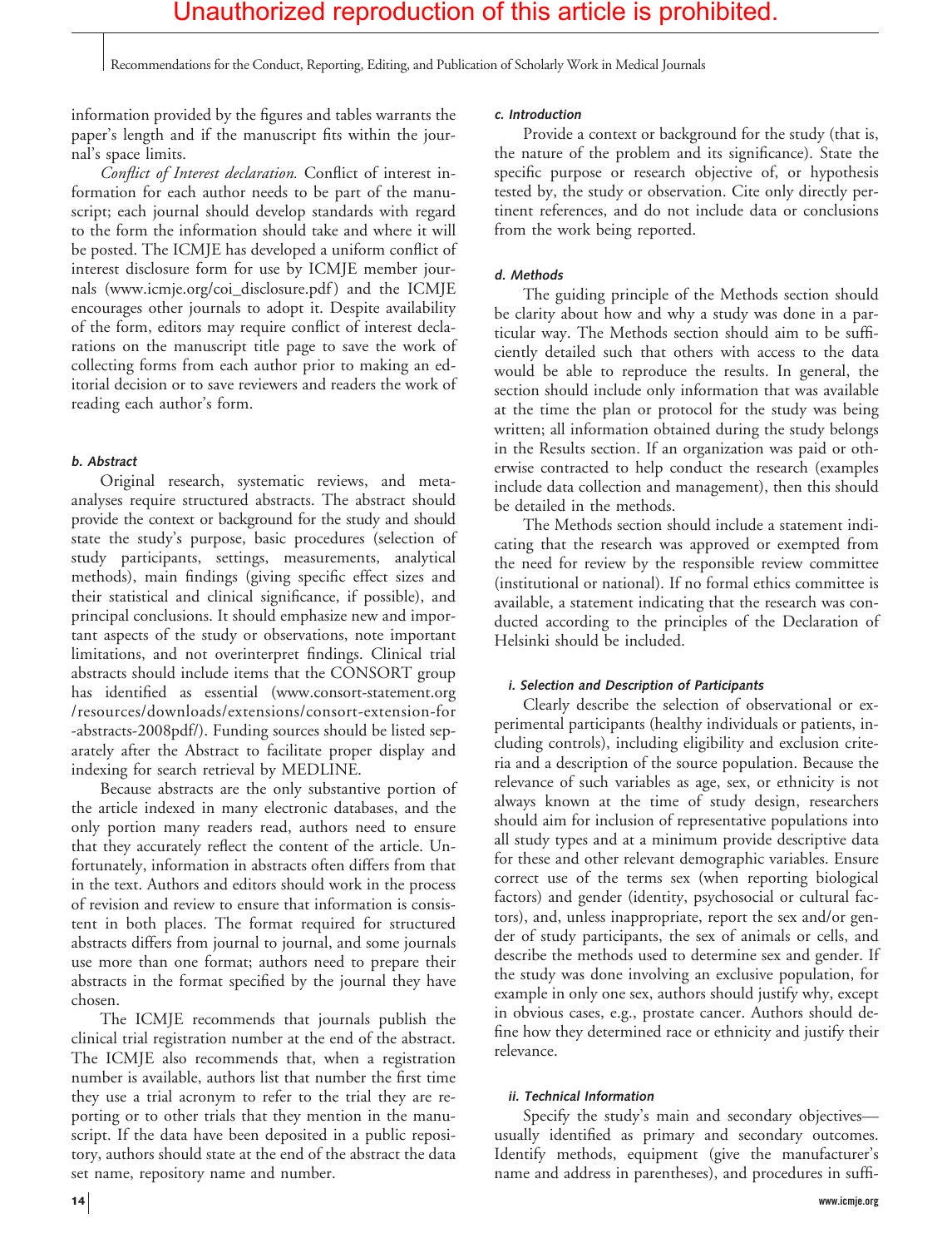information provided by the figures and tables warrants the paper's length and if the manuscript fits within the journal's space limits.

*Conflict of Interest declaration.* Conflict of interest information for each author needs to be part of the manuscript; each journal should develop standards with regard to the form the information should take and where it will be posted. The ICMJE has developed a uniform conflict of interest disclosure form for use by ICMJE member journals (www.icmje.org/coi_disclosure.pdf) and the ICMJE encourages other journals to adopt it. Despite availability of the form, editors may require conflict of interest declarations on the manuscript title page to save the work of collecting forms from each author prior to making an editorial decision or to save reviewers and readers the work of reading each author's form.

#### b. Abstract

Original research, systematic reviews, and meta-analyses require structured abstracts. The abstract should provide the context or background for the study and should state the study's purpose, basic procedures (selection of study participants, settings, measurements, analytical methods), main findings (giving specific effect sizes and their statistical and clinical significance, if possible), and principal conclusions. It should emphasize new and important aspects of the study or observations, note important limitations, and not overinterpret findings. Clinical trial abstracts should include items that the CONSORT group has identified as essential (www.consort-statement.org/resources/downloads/extensions/consort-extension-for-abstracts-2008pdf/). Funding sources should be listed separately after the Abstract to facilitate proper display and indexing for search retrieval by MEDLINE.

Because abstracts are the only substantive portion of the article indexed in many electronic databases, and the only portion many readers read, authors need to ensure that they accurately reflect the content of the article. Unfortunately, information in abstracts often differs from that in the text. Authors and editors should work in the process of revision and review to ensure that information is consistent in both places. The format required for structured abstracts differs from journal to journal, and some journals use more than one format; authors need to prepare their abstracts in the format specified by the journal they have chosen.

The ICMJE recommends that journals publish the clinical trial registration number at the end of the abstract. The ICMJE also recommends that, when a registration number is available, authors list that number the first time they use a trial acronym to refer to the trial they are reporting or to other trials that they mention in the manuscript. If the data have been deposited in a public repository, authors should state at the end of the abstract the data set name, repository name and number.

#### c. Introduction

Provide a context or background for the study (that is, the nature of the problem and its significance). State the specific purpose or research objective of, or hypothesis tested by, the study or observation. Cite only directly pertinent references, and do not include data or conclusions from the work being reported.

#### d. Methods

The guiding principle of the Methods section should be clarity about how and why a study was done in a particular way. The Methods section should aim to be sufficiently detailed such that others with access to the data would be able to reproduce the results. In general, the section should include only information that was available at the time the plan or protocol for the study was being written; all information obtained during the study belongs in the Results section. If an organization was paid or otherwise contracted to help conduct the research (examples include data collection and management), then this should be detailed in the methods.

The Methods section should include a statement indicating that the research was approved or exempted from the need for review by the responsible review committee (institutional or national). If no formal ethics committee is available, a statement indicating that the research was conducted according to the principles of the Declaration of Helsinki should be included.

##### i. Selection and Description of Participants

Clearly describe the selection of observational or experimental participants (healthy individuals or patients, including controls), including eligibility and exclusion criteria and a description of the source population. Because the relevance of such variables as age, sex, or ethnicity is not always known at the time of study design, researchers should aim for inclusion of representative populations into all study types and at a minimum provide descriptive data for these and other relevant demographic variables. Ensure correct use of the terms sex (when reporting biological factors) and gender (identity, psychosocial or cultural factors), and, unless inappropriate, report the sex and/or gender of study participants, the sex of animals or cells, and describe the methods used to determine sex and gender. If the study was done involving an exclusive population, for example in only one sex, authors should justify why, except in obvious cases, e.g., prostate cancer. Authors should define how they determined race or ethnicity and justify their relevance.

##### ii. Technical Information

Specify the study's main and secondary objectives—usually identified as primary and secondary outcomes. Identify methods, equipment (give the manufacturer's name and address in parentheses), and procedures in suffi-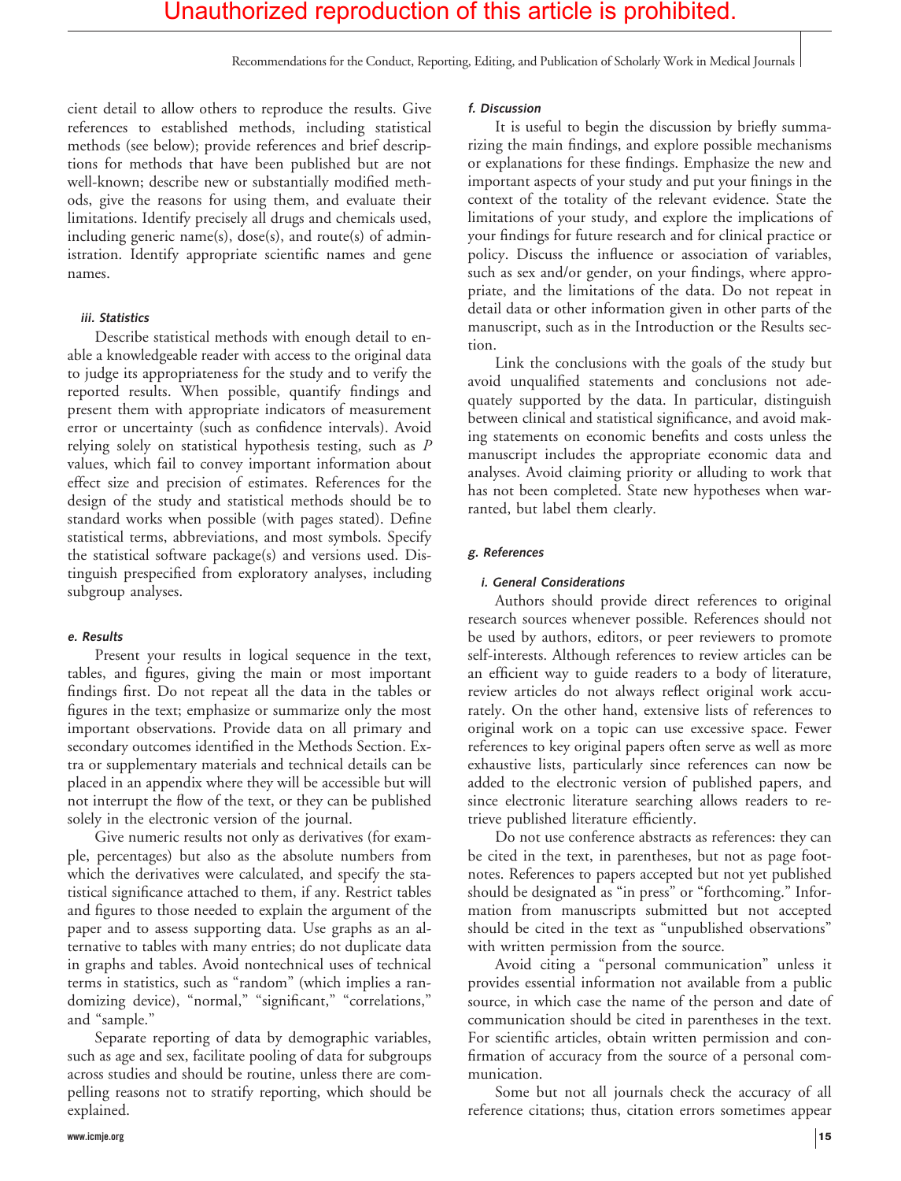cient detail to allow others to reproduce the results. Give references to established methods, including statistical methods (see below); provide references and brief descriptions for methods that have been published but are not well-known; describe new or substantially modified methods, give the reasons for using them, and evaluate their limitations. Identify precisely all drugs and chemicals used, including generic name(s), dose(s), and route(s) of administration. Identify appropriate scientific names and gene names.

#### *iii. Statistics*

Describe statistical methods with enough detail to enable a knowledgeable reader with access to the original data to judge its appropriateness for the study and to verify the reported results. When possible, quantify findings and present them with appropriate indicators of measurement error or uncertainty (such as confidence intervals). Avoid relying solely on statistical hypothesis testing, such as *P* values, which fail to convey important information about effect size and precision of estimates. References for the design of the study and statistical methods should be to standard works when possible (with pages stated). Define statistical terms, abbreviations, and most symbols. Specify the statistical software package(s) and versions used. Distinguish prespecified from exploratory analyses, including subgroup analyses.

### *e. Results*

Present your results in logical sequence in the text, tables, and figures, giving the main or most important findings first. Do not repeat all the data in the tables or figures in the text; emphasize or summarize only the most important observations. Provide data on all primary and secondary outcomes identified in the Methods Section. Extra or supplementary materials and technical details can be placed in an appendix where they will be accessible but will not interrupt the flow of the text, or they can be published solely in the electronic version of the journal.

Give numeric results not only as derivatives (for example, percentages) but also as the absolute numbers from which the derivatives were calculated, and specify the statistical significance attached to them, if any. Restrict tables and figures to those needed to explain the argument of the paper and to assess supporting data. Use graphs as an alternative to tables with many entries; do not duplicate data in graphs and tables. Avoid nontechnical uses of technical terms in statistics, such as "random" (which implies a randomizing device), "normal," "significant," "correlations," and "sample."

Separate reporting of data by demographic variables, such as age and sex, facilitate pooling of data for subgroups across studies and should be routine, unless there are compelling reasons not to stratify reporting, which should be explained.

### *f. Discussion*

It is useful to begin the discussion by briefly summarizing the main findings, and explore possible mechanisms or explanations for these findings. Emphasize the new and important aspects of your study and put your finings in the context of the totality of the relevant evidence. State the limitations of your study, and explore the implications of your findings for future research and for clinical practice or policy. Discuss the influence or association of variables, such as sex and/or gender, on your findings, where appropriate, and the limitations of the data. Do not repeat in detail data or other information given in other parts of the manuscript, such as in the Introduction or the Results section.

Link the conclusions with the goals of the study but avoid unqualified statements and conclusions not adequately supported by the data. In particular, distinguish between clinical and statistical significance, and avoid making statements on economic benefits and costs unless the manuscript includes the appropriate economic data and analyses. Avoid claiming priority or alluding to work that has not been completed. State new hypotheses when warranted, but label them clearly.

### *g. References*

#### *i. General Considerations*

Authors should provide direct references to original research sources whenever possible. References should not be used by authors, editors, or peer reviewers to promote self-interests. Although references to review articles can be an efficient way to guide readers to a body of literature, review articles do not always reflect original work accurately. On the other hand, extensive lists of references to original work on a topic can use excessive space. Fewer references to key original papers often serve as well as more exhaustive lists, particularly since references can now be added to the electronic version of published papers, and since electronic literature searching allows readers to retrieve published literature efficiently.

Do not use conference abstracts as references: they can be cited in the text, in parentheses, but not as page footnotes. References to papers accepted but not yet published should be designated as "in press" or "forthcoming." Information from manuscripts submitted but not accepted should be cited in the text as "unpublished observations" with written permission from the source.

Avoid citing a "personal communication" unless it provides essential information not available from a public source, in which case the name of the person and date of communication should be cited in parentheses in the text. For scientific articles, obtain written permission and confirmation of accuracy from the source of a personal communication.

Some but not all journals check the accuracy of all reference citations; thus, citation errors sometimes appear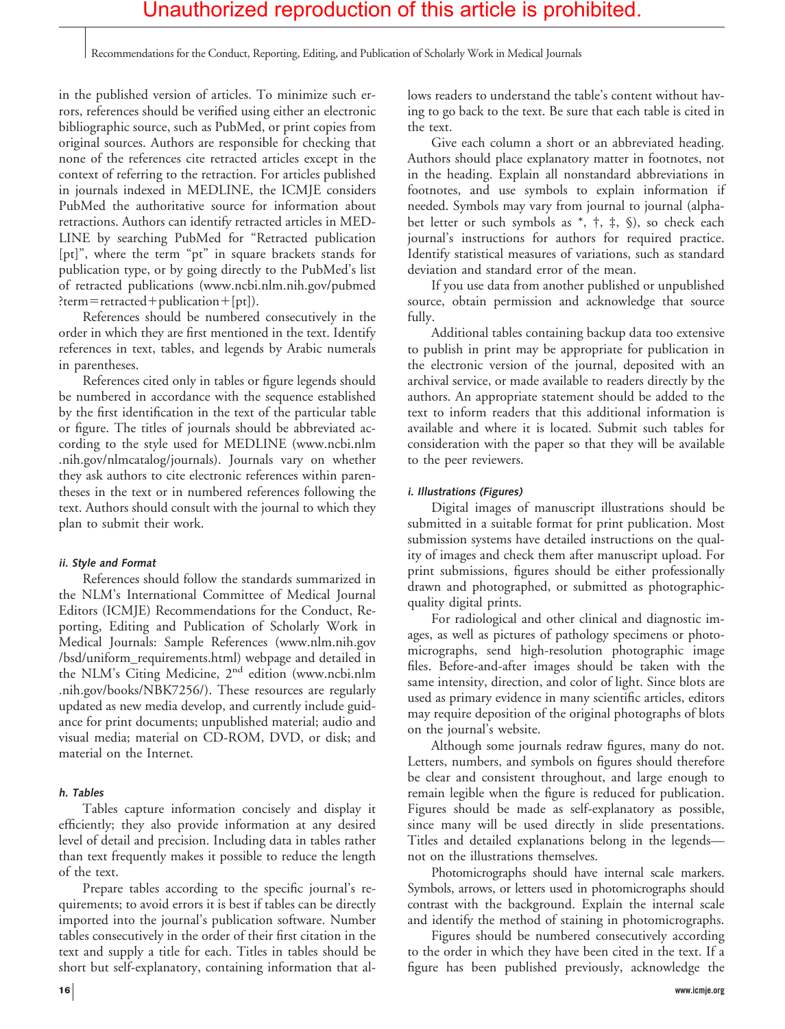in the published version of articles. To minimize such errors, references should be verified using either an electronic bibliographic source, such as PubMed, or print copies from original sources. Authors are responsible for checking that none of the references cite retracted articles except in the context of referring to the retraction. For articles published in journals indexed in MEDLINE, the ICMJE considers PubMed the authoritative source for information about retractions. Authors can identify retracted articles in MEDLINE by searching PubMed for "Retracted publication [pt]", where the term "pt" in square brackets stands for publication type, or by going directly to the PubMed's list of retracted publications (www.ncbi.nlm.nih.gov/pubmed?term=retracted+publication+[pt]).

References should be numbered consecutively in the order in which they are first mentioned in the text. Identify references in text, tables, and legends by Arabic numerals in parentheses.

References cited only in tables or figure legends should be numbered in accordance with the sequence established by the first identification in the text of the particular table or figure. The titles of journals should be abbreviated according to the style used for MEDLINE (www.ncbi.nlm.nih.gov/nlmcatalog/journals). Journals vary on whether they ask authors to cite electronic references within parentheses in the text or in numbered references following the text. Authors should consult with the journal to which they plan to submit their work.

#### *ii. Style and Format*

References should follow the standards summarized in the NLM's International Committee of Medical Journal Editors (ICMJE) Recommendations for the Conduct, Reporting, Editing and Publication of Scholarly Work in Medical Journals: Sample References (www.nlm.nih.gov/bsd/uniform_requirements.html) webpage and detailed in the NLM's Citing Medicine, 2nd edition (www.ncbi.nlm.nih.gov/books/NBK7256/). These resources are regularly updated as new media develop, and currently include guidance for print documents; unpublished material; audio and visual media; material on CD-ROM, DVD, or disk; and material on the Internet.

### *h. Tables*

Tables capture information concisely and display it efficiently; they also provide information at any desired level of detail and precision. Including data in tables rather than text frequently makes it possible to reduce the length of the text.

Prepare tables according to the specific journal's requirements; to avoid errors it is best if tables can be directly imported into the journal's publication software. Number tables consecutively in the order of their first citation in the text and supply a title for each. Titles in tables should be short but self-explanatory, containing information that allows readers to understand the table's content without having to go back to the text. Be sure that each table is cited in the text.

Give each column a short or an abbreviated heading. Authors should place explanatory matter in footnotes, not in the heading. Explain all nonstandard abbreviations in footnotes, and use symbols to explain information if needed. Symbols may vary from journal to journal (alphabet letter or such symbols as *, †, ‡, §), so check each journal's instructions for authors for required practice. Identify statistical measures of variations, such as standard deviation and standard error of the mean.

If you use data from another published or unpublished source, obtain permission and acknowledge that source fully.

Additional tables containing backup data too extensive to publish in print may be appropriate for publication in the electronic version of the journal, deposited with an archival service, or made available to readers directly by the authors. An appropriate statement should be added to the text to inform readers that this additional information is available and where it is located. Submit such tables for consideration with the paper so that they will be available to the peer reviewers.

### *i. Illustrations (Figures)*

Digital images of manuscript illustrations should be submitted in a suitable format for print publication. Most submission systems have detailed instructions on the quality of images and check them after manuscript upload. For print submissions, figures should be either professionally drawn and photographed, or submitted as photographic-quality digital prints.

For radiological and other clinical and diagnostic images, as well as pictures of pathology specimens or photomicrographs, send high-resolution photographic image files. Before-and-after images should be taken with the same intensity, direction, and color of light. Since blots are used as primary evidence in many scientific articles, editors may require deposition of the original photographs of blots on the journal's website.

Although some journals redraw figures, many do not. Letters, numbers, and symbols on figures should therefore be clear and consistent throughout, and large enough to remain legible when the figure is reduced for publication. Figures should be made as self-explanatory as possible, since many will be used directly in slide presentations. Titles and detailed explanations belong in the legends—not on the illustrations themselves.

Photomicrographs should have internal scale markers. Symbols, arrows, or letters used in photomicrographs should contrast with the background. Explain the internal scale and identify the method of staining in photomicrographs.

Figures should be numbered consecutively according to the order in which they have been cited in the text. If a figure has been published previously, acknowledge the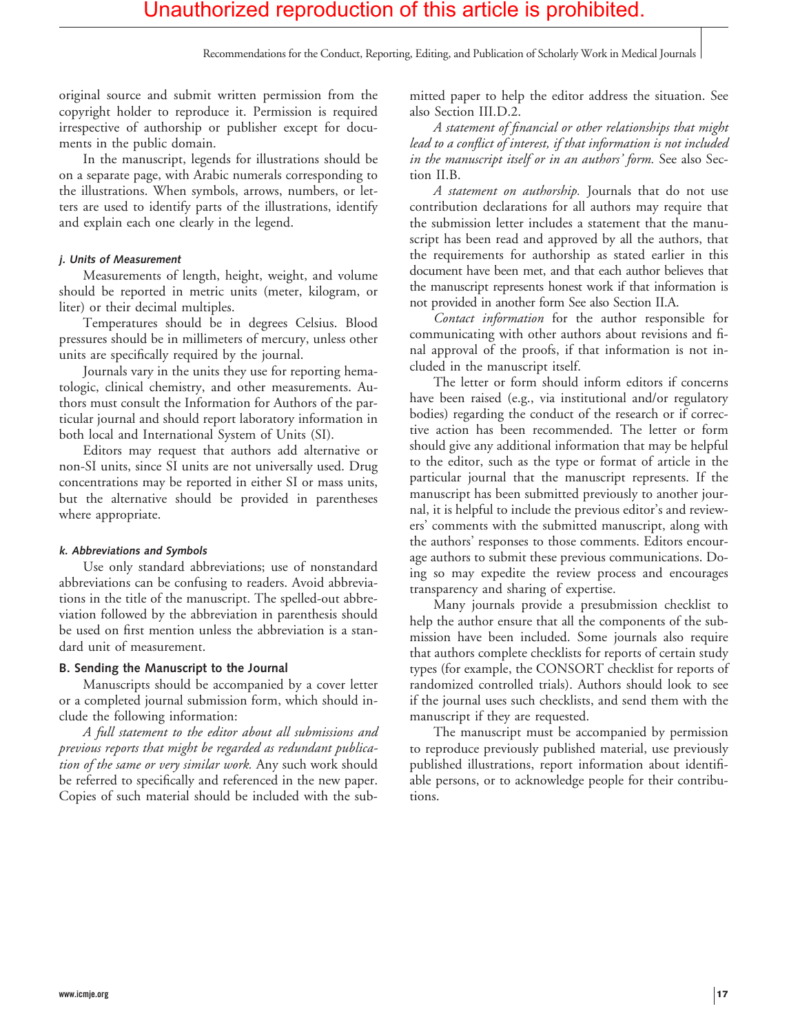original source and submit written permission from the copyright holder to reproduce it. Permission is required irrespective of authorship or publisher except for documents in the public domain.

In the manuscript, legends for illustrations should be on a separate page, with Arabic numerals corresponding to the illustrations. When symbols, arrows, numbers, or letters are used to identify parts of the illustrations, identify and explain each one clearly in the legend.

#### j. Units of Measurement

Measurements of length, height, weight, and volume should be reported in metric units (meter, kilogram, or liter) or their decimal multiples.

Temperatures should be in degrees Celsius. Blood pressures should be in millimeters of mercury, unless other units are specifically required by the journal.

Journals vary in the units they use for reporting hematologic, clinical chemistry, and other measurements. Authors must consult the Information for Authors of the particular journal and should report laboratory information in both local and International System of Units (SI).

Editors may request that authors add alternative or non-SI units, since SI units are not universally used. Drug concentrations may be reported in either SI or mass units, but the alternative should be provided in parentheses where appropriate.

#### k. Abbreviations and Symbols

Use only standard abbreviations; use of nonstandard abbreviations can be confusing to readers. Avoid abbreviations in the title of the manuscript. The spelled-out abbreviation followed by the abbreviation in parenthesis should be used on first mention unless the abbreviation is a standard unit of measurement.

### B. Sending the Manuscript to the Journal

Manuscripts should be accompanied by a cover letter or a completed journal submission form, which should include the following information:

*A full statement to the editor about all submissions and previous reports that might be regarded as redundant publication of the same or very similar work.* Any such work should be referred to specifically and referenced in the new paper. Copies of such material should be included with the submitted paper to help the editor address the situation. See also Section III.D.2.

*A statement of financial or other relationships that might lead to a conflict of interest, if that information is not included in the manuscript itself or in an authors' form.* See also Section II.B.

*A statement on authorship.* Journals that do not use contribution declarations for all authors may require that the submission letter includes a statement that the manuscript has been read and approved by all the authors, that the requirements for authorship as stated earlier in this document have been met, and that each author believes that the manuscript represents honest work if that information is not provided in another form See also Section II.A.

*Contact information* for the author responsible for communicating with other authors about revisions and final approval of the proofs, if that information is not included in the manuscript itself.

The letter or form should inform editors if concerns have been raised (e.g., via institutional and/or regulatory bodies) regarding the conduct of the research or if corrective action has been recommended. The letter or form should give any additional information that may be helpful to the editor, such as the type or format of article in the particular journal that the manuscript represents. If the manuscript has been submitted previously to another journal, it is helpful to include the previous editor's and reviewers' comments with the submitted manuscript, along with the authors' responses to those comments. Editors encourage authors to submit these previous communications. Doing so may expedite the review process and encourages transparency and sharing of expertise.

Many journals provide a presubmission checklist to help the author ensure that all the components of the submission have been included. Some journals also require that authors complete checklists for reports of certain study types (for example, the CONSORT checklist for reports of randomized controlled trials). Authors should look to see if the journal uses such checklists, and send them with the manuscript if they are requested.

The manuscript must be accompanied by permission to reproduce previously published material, use previously published illustrations, report information about identifiable persons, or to acknowledge people for their contributions.